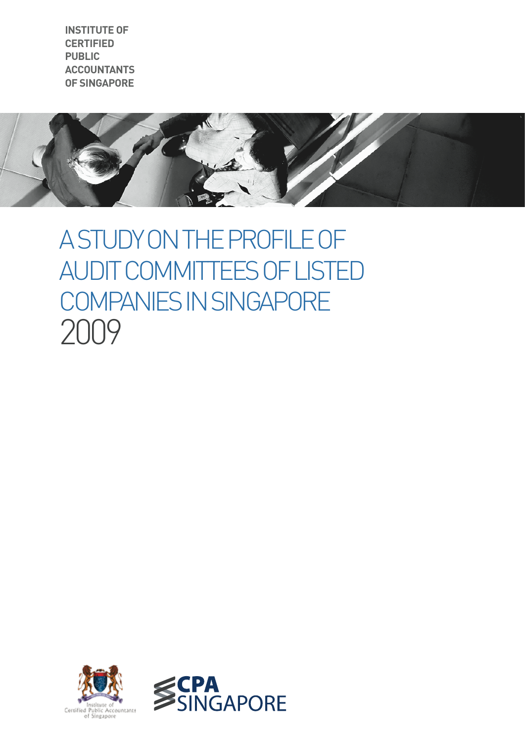**INSTITUTE OF CERTIFIED PUBLIC ACCOUNTANTS OF SINGAPORE**

# A STUDY ON THE PROFILE OF AUDIT COMMITTEES OF LISTED COMPANIES IN SINGAPORE 2009

Institute of Certified Public Accountants of Singapore

CPA SINGAPORE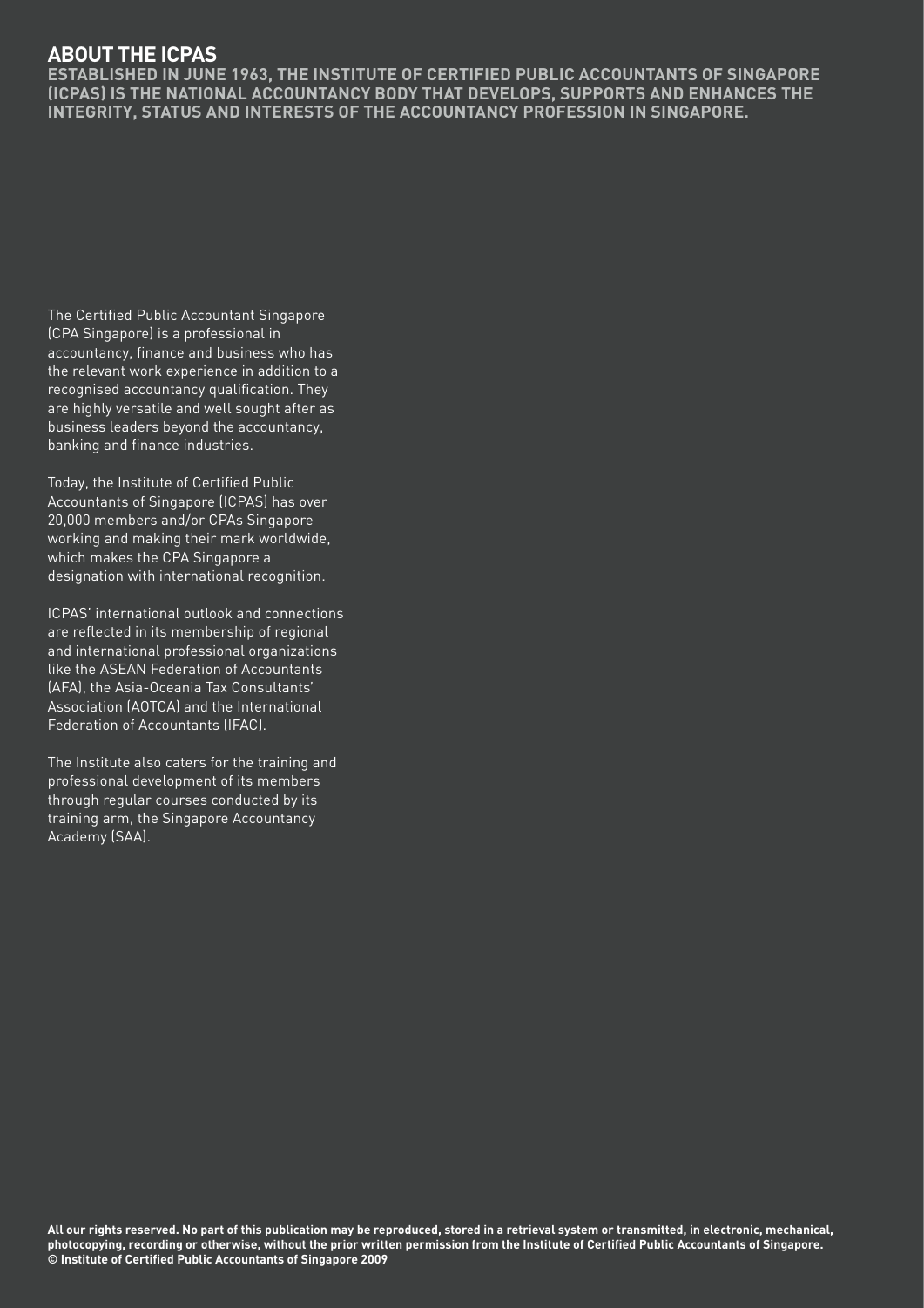## ABOUT THE ICPAS

**ESTABLISHED IN JUNE 1963, THE INSTITUTE OF CERTIFIED PUBLIC ACCOUNTANTS OF SINGAPORE (ICPAS) IS THE NATIONAL ACCOUNTANCY BODY THAT DEVELOPS, SUPPORTS AND ENHANCES THE INTEGRITY, STATUS AND INTERESTS OF THE ACCOUNTANCY PROFESSION IN SINGAPORE.**

The Certified Public Accountant Singapore (CPA Singapore) is a professional in accountancy, finance and business who has the relevant work experience in addition to a recognised accountancy qualification. They are highly versatile and well sought after as business leaders beyond the accountancy, banking and finance industries.

Today, the Institute of Certified Public Accountants of Singapore (ICPAS) has over 20,000 members and/or CPAs Singapore working and making their mark worldwide, which makes the CPA Singapore a designation with international recognition.

ICPAS' international outlook and connections are reflected in its membership of regional and international professional organizations like the ASEAN Federation of Accountants (AFA), the Asia-Oceania Tax Consultants' Association (AOTCA) and the International Federation of Accountants (IFAC).

The Institute also caters for the training and professional development of its members through regular courses conducted by its training arm, the Singapore Accountancy Academy (SAA).

**All our rights reserved. No part of this publication may be reproduced, stored in a retrieval system or transmitted, in electronic, mechanical, photocopying, recording or otherwise, without the prior written permission from the Institute of Certified Public Accountants of Singapore.**
**© Institute of Certified Public Accountants of Singapore 2009**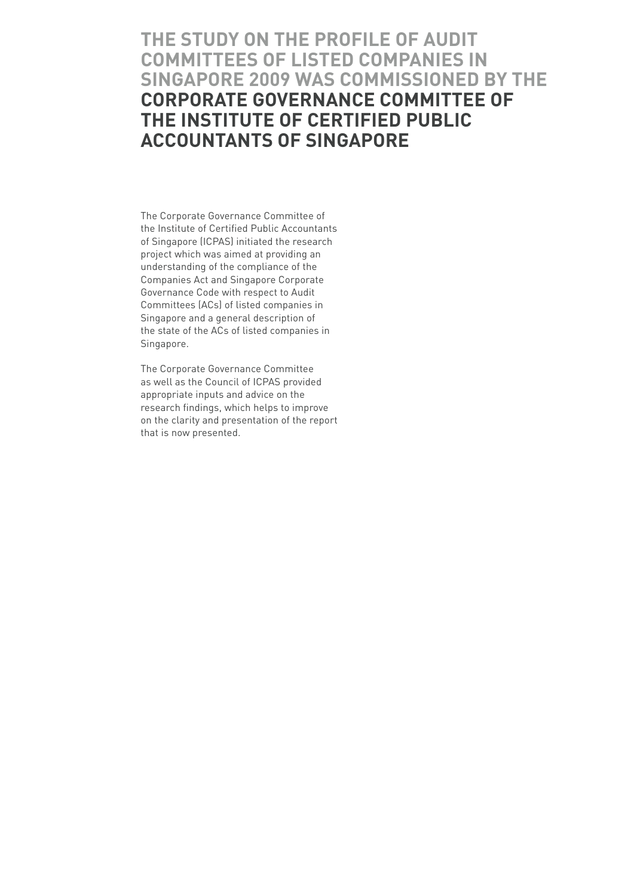# THE STUDY ON THE PROFILE OF AUDIT COMMITTEES OF LISTED COMPANIES IN SINGAPORE 2009 WAS COMMISSIONED BY THE **CORPORATE GOVERNANCE COMMITTEE OF THE INSTITUTE OF CERTIFIED PUBLIC ACCOUNTANTS OF SINGAPORE**

The Corporate Governance Committee of the Institute of Certified Public Accountants of Singapore (ICPAS) initiated the research project which was aimed at providing an understanding of the compliance of the Companies Act and Singapore Corporate Governance Code with respect to Audit Committees (ACs) of listed companies in Singapore and a general description of the state of the ACs of listed companies in Singapore.

The Corporate Governance Committee as well as the Council of ICPAS provided appropriate inputs and advice on the research findings, which helps to improve on the clarity and presentation of the report that is now presented.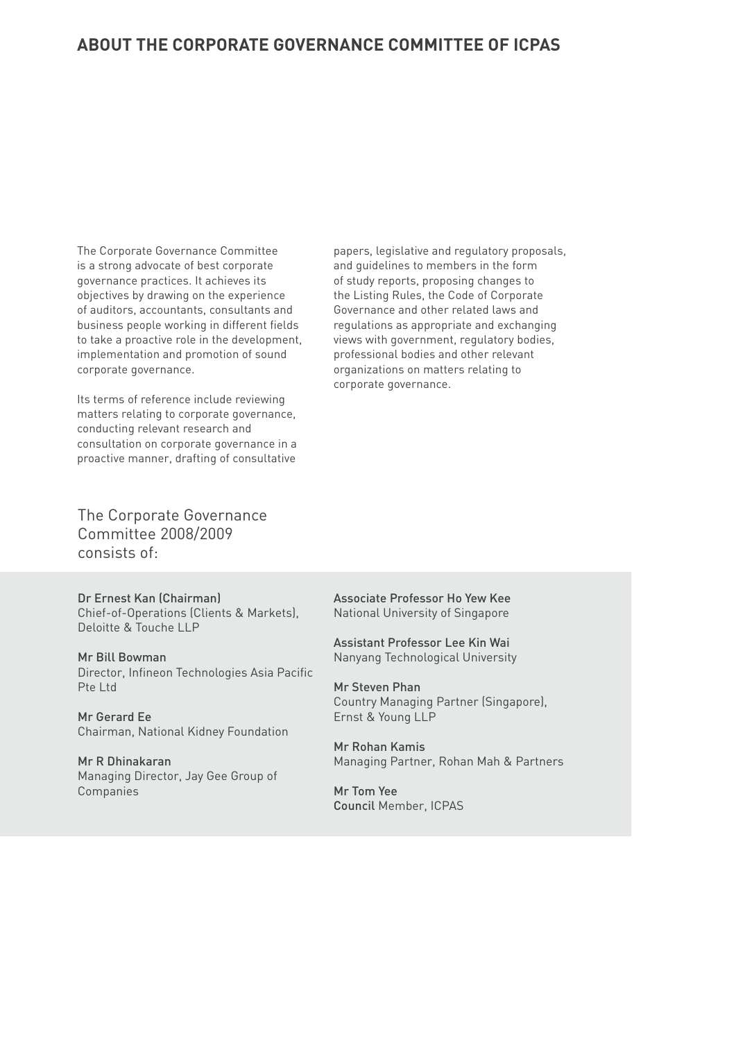## ABOUT THE CORPORATE GOVERNANCE COMMITTEE OF ICPAS

The Corporate Governance Committee is a strong advocate of best corporate governance practices. It achieves its objectives by drawing on the experience of auditors, accountants, consultants and business people working in different fields to take a proactive role in the development, implementation and promotion of sound corporate governance.

Its terms of reference include reviewing matters relating to corporate governance, conducting relevant research and consultation on corporate governance in a proactive manner, drafting of consultative papers, legislative and regulatory proposals, and guidelines to members in the form of study reports, proposing changes to the Listing Rules, the Code of Corporate Governance and other related laws and regulations as appropriate and exchanging views with government, regulatory bodies, professional bodies and other relevant organizations on matters relating to corporate governance.

### The Corporate Governance Committee 2008/2009 consists of:

Dr Ernest Kan (Chairman)
Chief-of-Operations (Clients & Markets), Deloitte & Touche LLP

Mr Bill Bowman
Director, Infineon Technologies Asia Pacific Pte Ltd

Mr Gerard Ee
Chairman, National Kidney Foundation

Mr R Dhinakaran
Managing Director, Jay Gee Group of Companies

Associate Professor Ho Yew Kee
National University of Singapore

Assistant Professor Lee Kin Wai
Nanyang Technological University

Mr Steven Phan
Country Managing Partner (Singapore), Ernst & Young LLP

Mr Rohan Kamis
Managing Partner, Rohan Mah & Partners

Mr Tom Yee
Council Member, ICPAS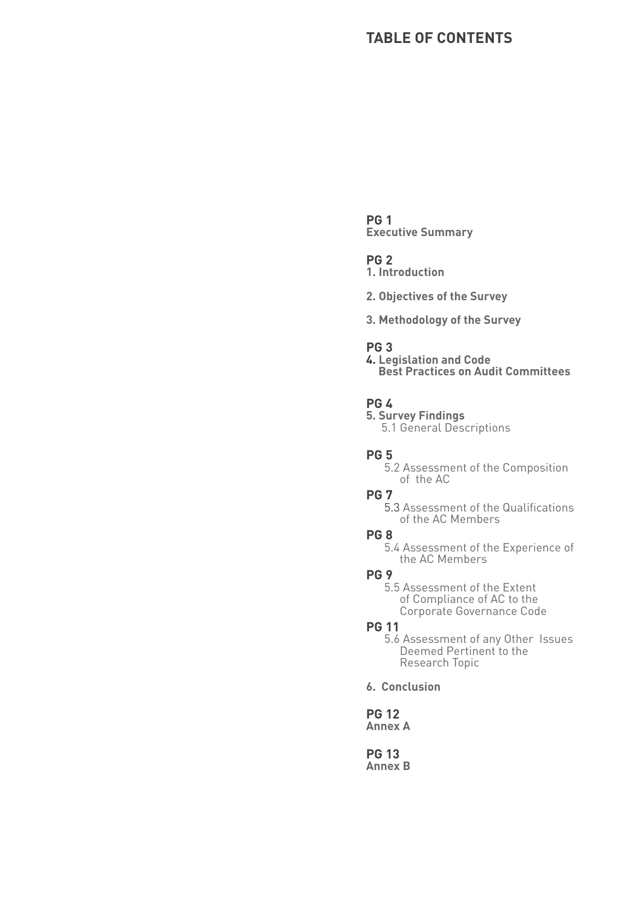# TABLE OF CONTENTS

**PG 1**
**Executive Summary**

**PG 2**
**1. Introduction**

**2. Objectives of the Survey**

**3. Methodology of the Survey**

**PG 3**
**4. Legislation and Code Best Practices on Audit Committees**

**PG 4**
**5. Survey Findings**
5.1 General Descriptions

**PG 5**
5.2 Assessment of the Composition of the AC

**PG 7**
5.3 Assessment of the Qualifications of the AC Members

**PG 8**
5.4 Assessment of the Experience of the AC Members

**PG 9**
5.5 Assessment of the Extent of Compliance of AC to the Corporate Governance Code

**PG 11**
5.6 Assessment of any Other Issues Deemed Pertinent to the Research Topic

**6. Conclusion**

**PG 12**
**Annex A**

**PG 13**
**Annex B**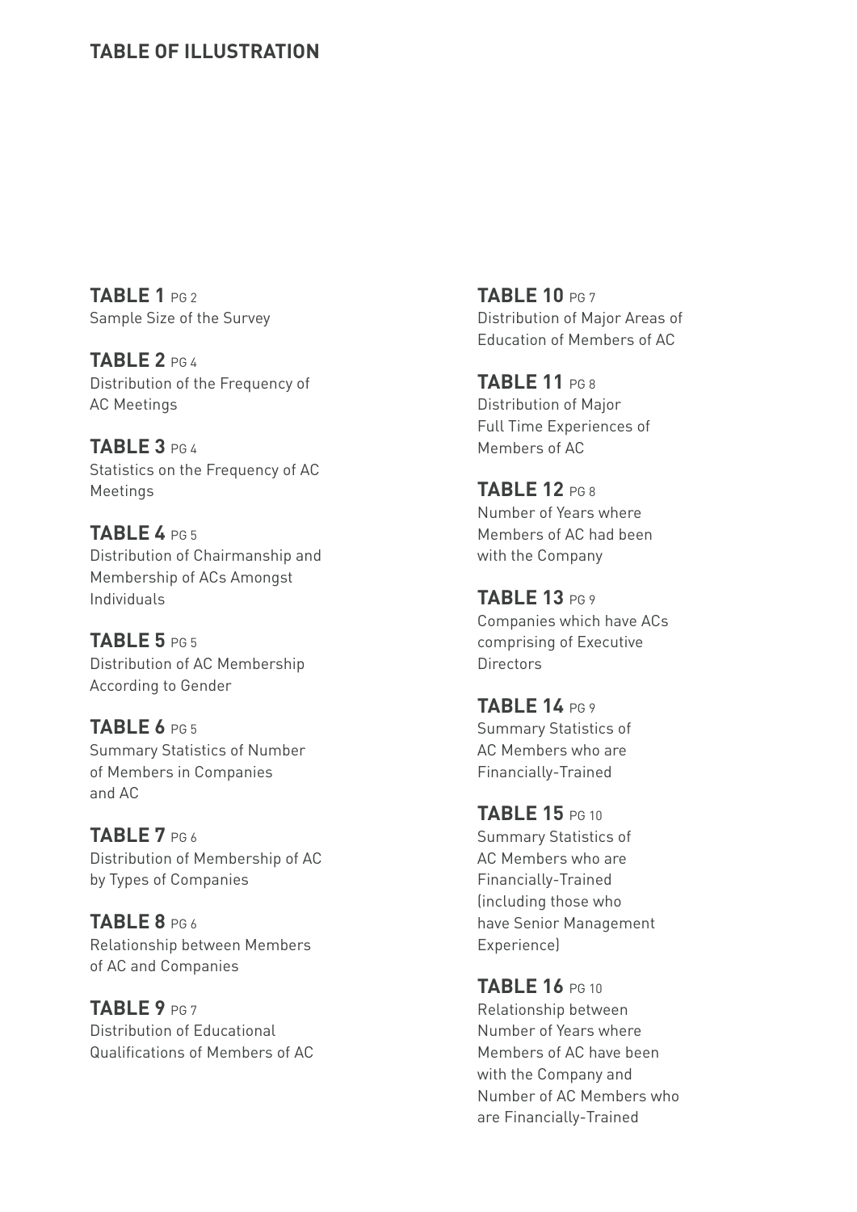## TABLE OF ILLUSTRATION

**TABLE 1** PG 2
Sample Size of the Survey

**TABLE 2** PG 4
Distribution of the Frequency of AC Meetings

**TABLE 3** PG 4
Statistics on the Frequency of AC Meetings

**TABLE 4** PG 5
Distribution of Chairmanship and Membership of ACs Amongst Individuals

**TABLE 5** PG 5
Distribution of AC Membership According to Gender

**TABLE 6** PG 5
Summary Statistics of Number of Members in Companies and AC

**TABLE 7** PG 6
Distribution of Membership of AC by Types of Companies

**TABLE 8** PG 6
Relationship between Members of AC and Companies

**TABLE 9** PG 7
Distribution of Educational Qualifications of Members of AC

**TABLE 10** PG 7
Distribution of Major Areas of Education of Members of AC

**TABLE 11** PG 8
Distribution of Major Full Time Experiences of Members of AC

**TABLE 12** PG 8
Number of Years where Members of AC had been with the Company

**TABLE 13** PG 9
Companies which have ACs comprising of Executive Directors

**TABLE 14** PG 9
Summary Statistics of AC Members who are Financially-Trained

**TABLE 15** PG 10
Summary Statistics of AC Members who are Financially-Trained (including those who have Senior Management Experience)

**TABLE 16** PG 10
Relationship between Number of Years where Members of AC have been with the Company and Number of AC Members who are Financially-Trained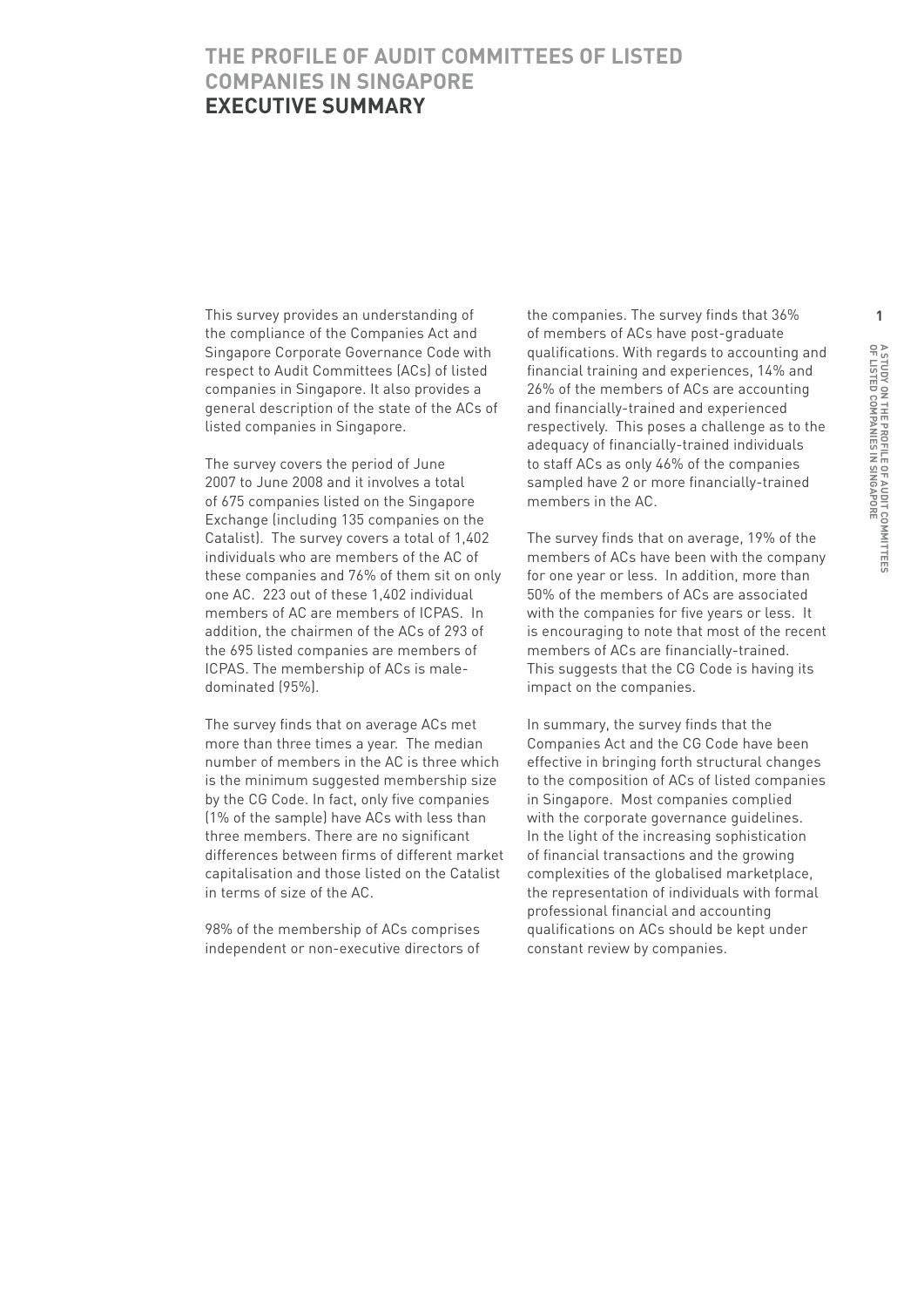# THE PROFILE OF AUDIT COMMITTEES OF LISTED COMPANIES IN SINGAPORE

## EXECUTIVE SUMMARY

This survey provides an understanding of the compliance of the Companies Act and Singapore Corporate Governance Code with respect to Audit Committees (ACs) of listed companies in Singapore. It also provides a general description of the state of the ACs of listed companies in Singapore.

The survey covers the period of June 2007 to June 2008 and it involves a total of 675 companies listed on the Singapore Exchange (including 135 companies on the Catalist). The survey covers a total of 1,402 individuals who are members of the AC of these companies and 76% of them sit on only one AC. 223 out of these 1,402 individual members of AC are members of ICPAS. In addition, the chairmen of the ACs of 293 of the 695 listed companies are members of ICPAS. The membership of ACs is male-dominated (95%).

The survey finds that on average ACs met more than three times a year. The median number of members in the AC is three which is the minimum suggested membership size by the CG Code. In fact, only five companies (1% of the sample) have ACs with less than three members. There are no significant differences between firms of different market capitalisation and those listed on the Catalist in terms of size of the AC.

98% of the membership of ACs comprises independent or non-executive directors of the companies. The survey finds that 36% of members of ACs have post-graduate qualifications. With regards to accounting and financial training and experiences, 14% and 26% of the members of ACs are accounting and financially-trained and experienced respectively. This poses a challenge as to the adequacy of financially-trained individuals to staff ACs as only 46% of the companies sampled have 2 or more financially-trained members in the AC.

The survey finds that on average, 19% of the members of ACs have been with the company for one year or less. In addition, more than 50% of the members of ACs are associated with the companies for five years or less. It is encouraging to note that most of the recent members of ACs are financially-trained. This suggests that the CG Code is having its impact on the companies.

In summary, the survey finds that the Companies Act and the CG Code have been effective in bringing forth structural changes to the composition of ACs of listed companies in Singapore. Most companies complied with the corporate governance guidelines. In the light of the increasing sophistication of financial transactions and the growing complexities of the globalised marketplace, the representation of individuals with formal professional financial and accounting qualifications on ACs should be kept under constant review by companies.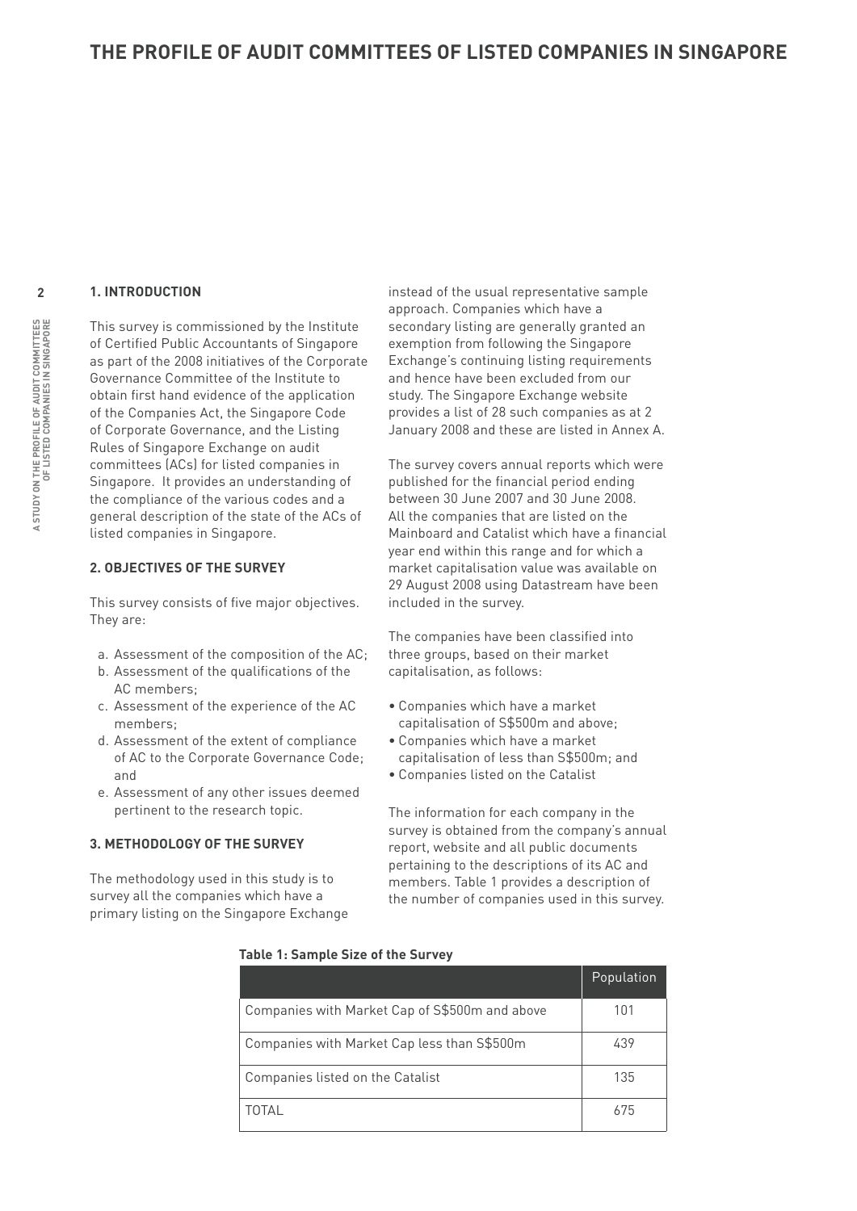# THE PROFILE OF AUDIT COMMITTEES OF LISTED COMPANIES IN SINGAPORE

## 1. INTRODUCTION

This survey is commissioned by the Institute of Certified Public Accountants of Singapore as part of the 2008 initiatives of the Corporate Governance Committee of the Institute to obtain first hand evidence of the application of the Companies Act, the Singapore Code of Corporate Governance, and the Listing Rules of Singapore Exchange on audit committees (ACs) for listed companies in Singapore. It provides an understanding of the compliance of the various codes and a general description of the state of the ACs of listed companies in Singapore.

## 2. OBJECTIVES OF THE SURVEY

This survey consists of five major objectives. They are:

a. Assessment of the composition of the AC;
b. Assessment of the qualifications of the AC members;
c. Assessment of the experience of the AC members;
d. Assessment of the extent of compliance of AC to the Corporate Governance Code; and
e. Assessment of any other issues deemed pertinent to the research topic.

## 3. METHODOLOGY OF THE SURVEY

The methodology used in this study is to survey all the companies which have a primary listing on the Singapore Exchange instead of the usual representative sample approach. Companies which have a secondary listing are generally granted an exemption from following the Singapore Exchange's continuing listing requirements and hence have been excluded from our study. The Singapore Exchange website provides a list of 28 such companies as at 2 January 2008 and these are listed in Annex A.

The survey covers annual reports which were published for the financial period ending between 30 June 2007 and 30 June 2008. All the companies that are listed on the Mainboard and Catalist which have a financial year end within this range and for which a market capitalisation value was available on 29 August 2008 using Datastream have been included in the survey.

The companies have been classified into three groups, based on their market capitalisation, as follows:

- Companies which have a market capitalisation of S$500m and above;
- Companies which have a market capitalisation of less than S$500m; and
- Companies listed on the Catalist

The information for each company in the survey is obtained from the company's annual report, website and all public documents pertaining to the descriptions of its AC and members. Table 1 provides a description of the number of companies used in this survey.

**Table 1: Sample Size of the Survey**

| | Population |
|---|---|
| Companies with Market Cap of S$500m and above | 101 |
| Companies with Market Cap less than S$500m | 439 |
| Companies listed on the Catalist | 135 |
| TOTAL | 675 |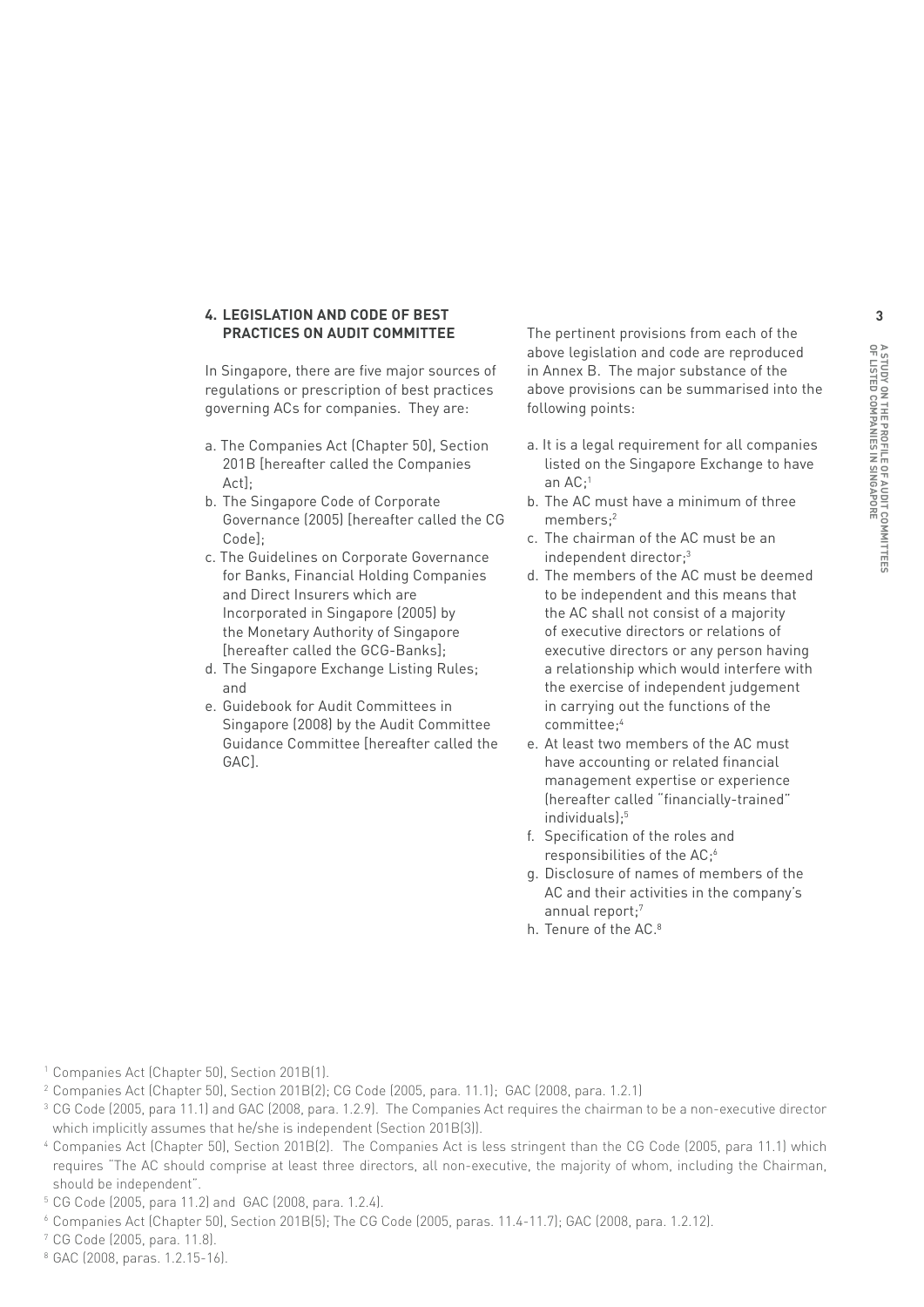## 4. LEGISLATION AND CODE OF BEST PRACTICES ON AUDIT COMMITTEE

In Singapore, there are five major sources of regulations or prescription of best practices governing ACs for companies. They are:

a. The Companies Act (Chapter 50), Section 201B [hereafter called the Companies Act];
b. The Singapore Code of Corporate Governance (2005) [hereafter called the CG Code];
c. The Guidelines on Corporate Governance for Banks, Financial Holding Companies and Direct Insurers which are Incorporated in Singapore (2005) by the Monetary Authority of Singapore [hereafter called the GCG-Banks];
d. The Singapore Exchange Listing Rules; and
e. Guidebook for Audit Committees in Singapore (2008) by the Audit Committee Guidance Committee [hereafter called the GAC].

The pertinent provisions from each of the above legislation and code are reproduced in Annex B. The major substance of the above provisions can be summarised into the following points:

a. It is a legal requirement for all companies listed on the Singapore Exchange to have an AC;[1]
b. The AC must have a minimum of three members;[2]
c. The chairman of the AC must be an independent director;[3]
d. The members of the AC must be deemed to be independent and this means that the AC shall not consist of a majority of executive directors or relations of executive directors or any person having a relationship which would interfere with the exercise of independent judgement in carrying out the functions of the committee;[4]
e. At least two members of the AC must have accounting or related financial management expertise or experience (hereafter called "financially-trained" individuals);[5]
f. Specification of the roles and responsibilities of the AC;[6]
g. Disclosure of names of members of the AC and their activities in the company's annual report;[7]
h. Tenure of the AC.[8]

[1] Companies Act (Chapter 50), Section 201B(1).

[2] Companies Act (Chapter 50), Section 201B(2); CG Code (2005, para. 11.1); GAC (2008, para. 1.2.1)

[3] CG Code (2005, para 11.1) and GAC (2008, para. 1.2.9). The Companies Act requires the chairman to be a non-executive director which implicitly assumes that he/she is independent (Section 201B(3)).

[4] Companies Act (Chapter 50), Section 201B(2). The Companies Act is less stringent than the CG Code (2005, para 11.1) which requires "The AC should comprise at least three directors, all non-executive, the majority of whom, including the Chairman, should be independent".

[5] CG Code (2005, para 11.2) and GAC (2008, para. 1.2.4).

[6] Companies Act (Chapter 50), Section 201B(5); The CG Code (2005, paras. 11.4-11.7); GAC (2008, para. 1.2.12).

[7] CG Code (2005, para. 11.8).

[8] GAC (2008, paras. 1.2.15-16).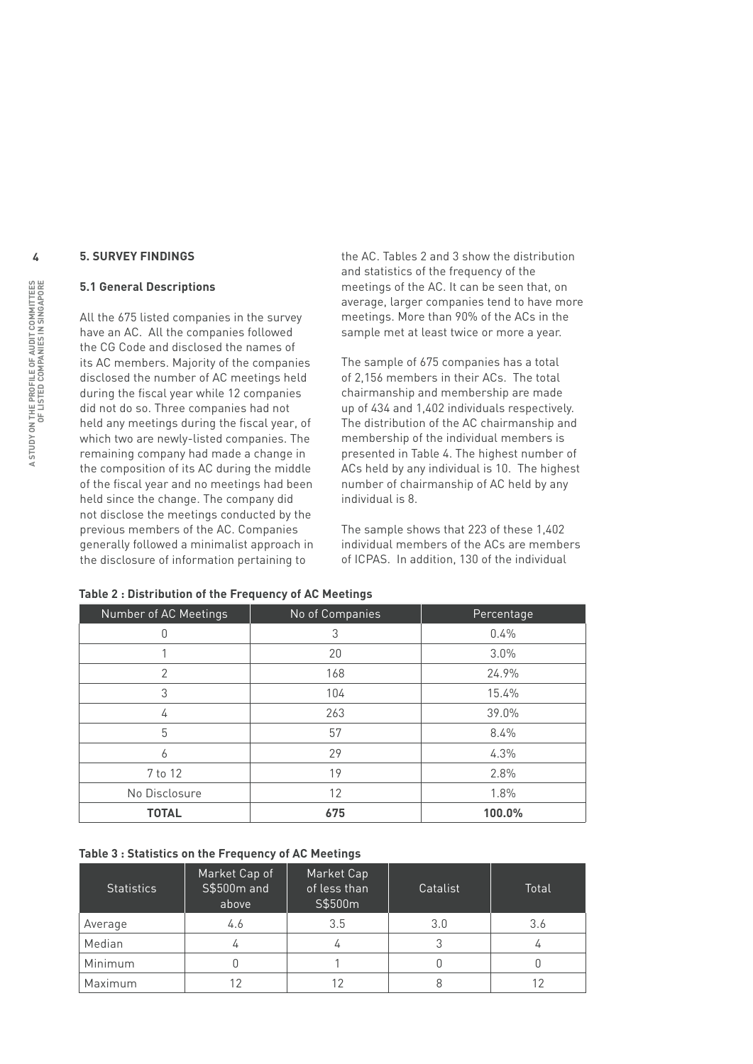## 5. SURVEY FINDINGS

### 5.1 General Descriptions

All the 675 listed companies in the survey have an AC. All the companies followed the CG Code and disclosed the names of its AC members. Majority of the companies disclosed the number of AC meetings held during the fiscal year while 12 companies did not do so. Three companies had not held any meetings during the fiscal year, of which two are newly-listed companies. The remaining company had made a change in the composition of its AC during the middle of the fiscal year and no meetings had been held since the change. The company did not disclose the meetings conducted by the previous members of the AC. Companies generally followed a minimalist approach in the disclosure of information pertaining to the AC. Tables 2 and 3 show the distribution and statistics of the frequency of the meetings of the AC. It can be seen that, on average, larger companies tend to have more meetings. More than 90% of the ACs in the sample met at least twice or more a year.

The sample of 675 companies has a total of 2,156 members in their ACs. The total chairmanship and membership are made up of 434 and 1,402 individuals respectively. The distribution of the AC chairmanship and membership of the individual members is presented in Table 4. The highest number of ACs held by any individual is 10. The highest number of chairmanship of AC held by any individual is 8.

The sample shows that 223 of these 1,402 individual members of the ACs are members of ICPAS. In addition, 130 of the individual

**Table 2 : Distribution of the Frequency of AC Meetings**

| Number of AC Meetings | No of Companies | Percentage |
|---|---|---|
| 0 | 3 | 0.4% |
| 1 | 20 | 3.0% |
| 2 | 168 | 24.9% |
| 3 | 104 | 15.4% |
| 4 | 263 | 39.0% |
| 5 | 57 | 8.4% |
| 6 | 29 | 4.3% |
| 7 to 12 | 19 | 2.8% |
| No Disclosure | 12 | 1.8% |
| **TOTAL** | **675** | **100.0%** |

**Table 3 : Statistics on the Frequency of AC Meetings**

| Statistics | Market Cap of S$500m and above | Market Cap of less than S$500m | Catalist | Total |
|---|---|---|---|---|
| Average | 4.6 | 3.5 | 3.0 | 3.6 |
| Median | 4 | 4 | 3 | 4 |
| Minimum | 0 | 1 | 0 | 0 |
| Maximum | 12 | 12 | 8 | 12 |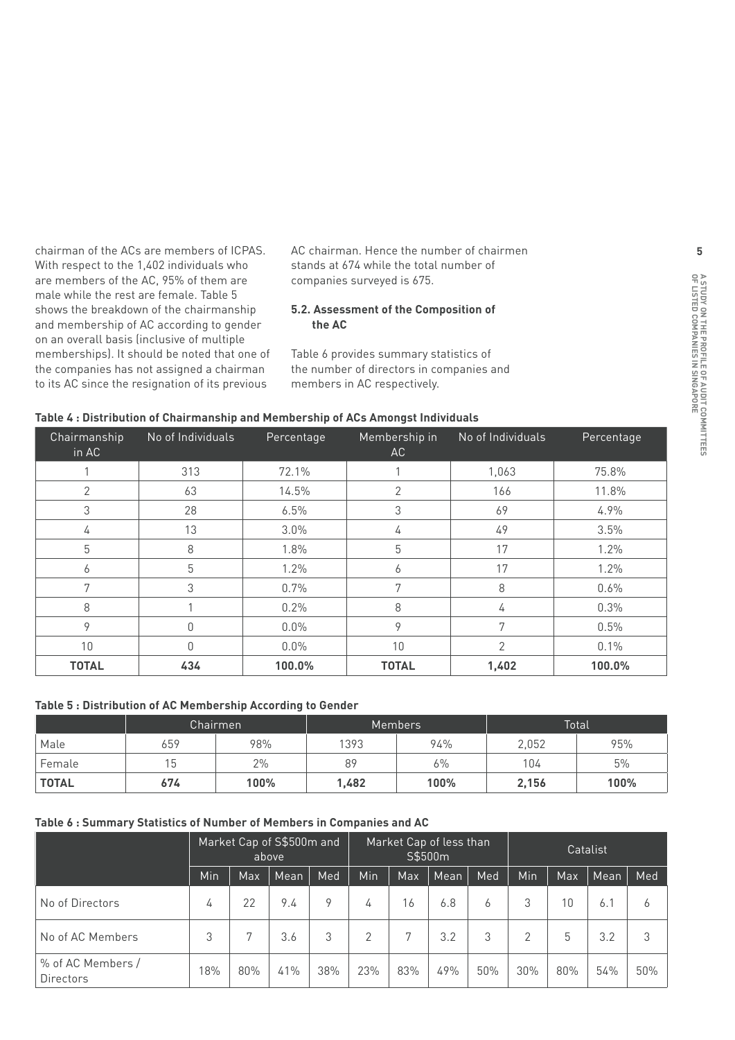chairman of the ACs are members of ICPAS. With respect to the 1,402 individuals who are members of the AC, 95% of them are male while the rest are female. Table 5 shows the breakdown of the chairmanship and membership of AC according to gender on an overall basis (inclusive of multiple memberships). It should be noted that one of the companies has not assigned a chairman to its AC since the resignation of its previous AC chairman. Hence the number of chairmen stands at 674 while the total number of companies surveyed is 675.

### 5.2. Assessment of the Composition of the AC

Table 6 provides summary statistics of the number of directors in companies and members in AC respectively.

**Table 4 : Distribution of Chairmanship and Membership of ACs Amongst Individuals**

| Chairmanship in AC | No of Individuals | Percentage | Membership in AC | No of Individuals | Percentage |
|---|---|---|---|---|---|
| 1 | 313 | 72.1% | 1 | 1,063 | 75.8% |
| 2 | 63 | 14.5% | 2 | 166 | 11.8% |
| 3 | 28 | 6.5% | 3 | 69 | 4.9% |
| 4 | 13 | 3.0% | 4 | 49 | 3.5% |
| 5 | 8 | 1.8% | 5 | 17 | 1.2% |
| 6 | 5 | 1.2% | 6 | 17 | 1.2% |
| 7 | 3 | 0.7% | 7 | 8 | 0.6% |
| 8 | 1 | 0.2% | 8 | 4 | 0.3% |
| 9 | 0 | 0.0% | 9 | 7 | 0.5% |
| 10 | 0 | 0.0% | 10 | 2 | 0.1% |
| **TOTAL** | **434** | **100.0%** | **TOTAL** | **1,402** | **100.0%** |

**Table 5 : Distribution of AC Membership According to Gender**

| | Chairmen | | Members | | Total | |
|---|---|---|---|---|---|---|
| Male | 659 | 98% | 1393 | 94% | 2,052 | 95% |
| Female | 15 | 2% | 89 | 6% | 104 | 5% |
| **TOTAL** | **674** | **100%** | **1,482** | **100%** | **2,156** | **100%** |

**Table 6 : Summary Statistics of Number of Members in Companies and AC**

| | Market Cap of S$500m and above | | | | Market Cap of less than S$500m | | | | Catalist | | | |
|---|---|---|---|---|---|---|---|---|---|---|---|---|
| | Min | Max | Mean | Med | Min | Max | Mean | Med | Min | Max | Mean | Med |
| No of Directors | 4 | 22 | 9.4 | 9 | 4 | 16 | 6.8 | 6 | 3 | 10 | 6.1 | 6 |
| No of AC Members | 3 | 7 | 3.6 | 3 | 2 | 7 | 3.2 | 3 | 2 | 5 | 3.2 | 3 |
| % of AC Members / Directors | 18% | 80% | 41% | 38% | 23% | 83% | 49% | 50% | 30% | 80% | 54% | 50% |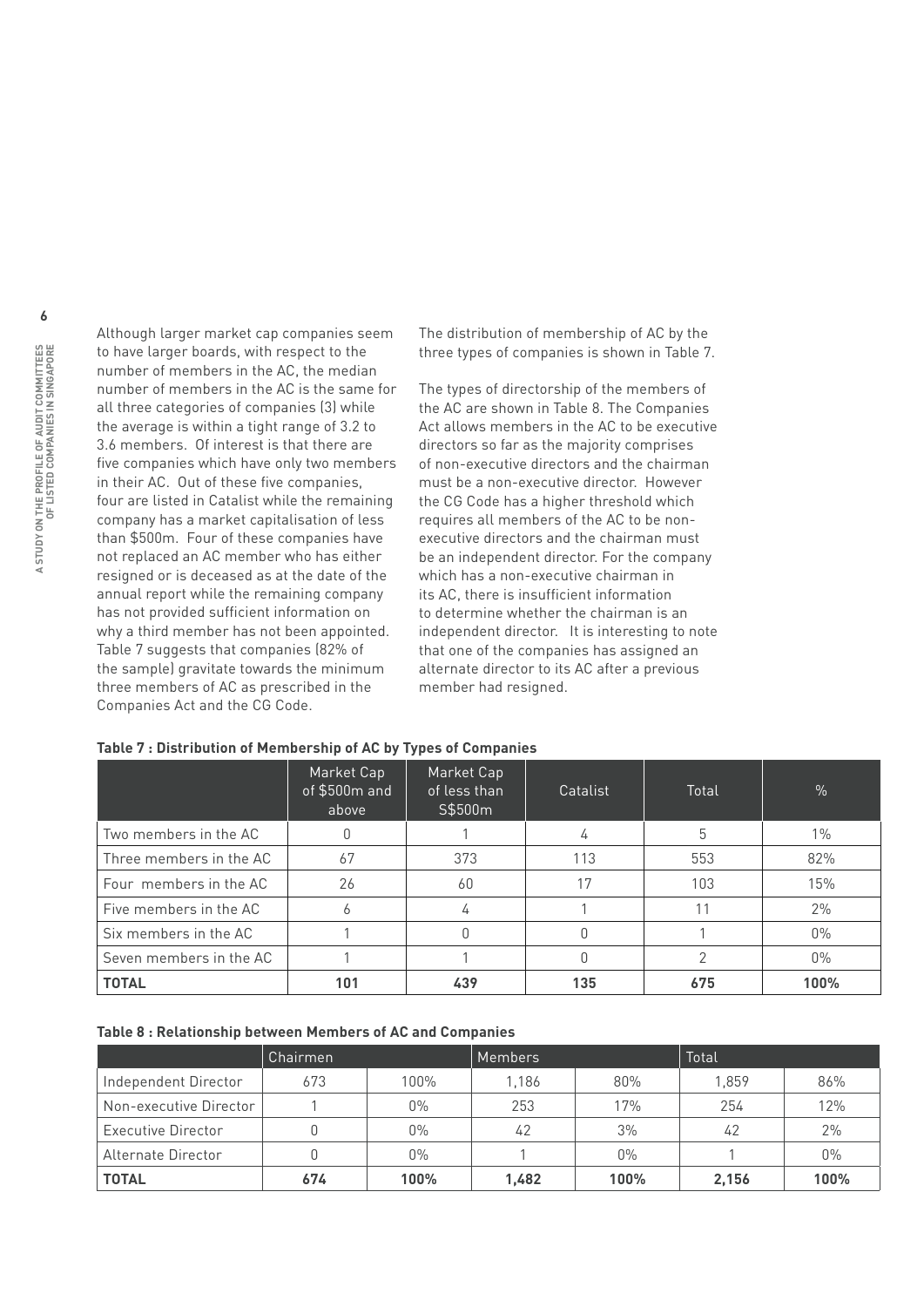Although larger market cap companies seem to have larger boards, with respect to the number of members in the AC, the median number of members in the AC is the same for all three categories of companies (3) while the average is within a tight range of 3.2 to 3.6 members. Of interest is that there are five companies which have only two members in their AC. Out of these five companies, four are listed in Catalist while the remaining company has a market capitalisation of less than $500m. Four of these companies have not replaced an AC member who has either resigned or is deceased as at the date of the annual report while the remaining company has not provided sufficient information on why a third member has not been appointed. Table 7 suggests that companies (82% of the sample) gravitate towards the minimum three members of AC as prescribed in the Companies Act and the CG Code.

The distribution of membership of AC by the three types of companies is shown in Table 7.

The types of directorship of the members of the AC are shown in Table 8. The Companies Act allows members in the AC to be executive directors so far as the majority comprises of non-executive directors and the chairman must be a non-executive director. However the CG Code has a higher threshold which requires all members of the AC to be non-executive directors and the chairman must be an independent director. For the company which has a non-executive chairman in its AC, there is insufficient information to determine whether the chairman is an independent director. It is interesting to note that one of the companies has assigned an alternate director to its AC after a previous member had resigned.

**Table 7 : Distribution of Membership of AC by Types of Companies**

| | Market Cap of $500m and above | Market Cap of less than S$500m | Catalist | Total | % |
|---|---|---|---|---|---|
| Two members in the AC | 0 | 1 | 4 | 5 | 1% |
| Three members in the AC | 67 | 373 | 113 | 553 | 82% |
| Four members in the AC | 26 | 60 | 17 | 103 | 15% |
| Five members in the AC | 6 | 4 | 1 | 11 | 2% |
| Six members in the AC | 1 | 0 | 0 | 1 | 0% |
| Seven members in the AC | 1 | 1 | 0 | 2 | 0% |
| **TOTAL** | **101** | **439** | **135** | **675** | **100%** |

**Table 8 : Relationship between Members of AC and Companies**

| | Chairmen | | Members | | Total | |
|---|---|---|---|---|---|---|
| Independent Director | 673 | 100% | 1,186 | 80% | 1,859 | 86% |
| Non-executive Director | 1 | 0% | 253 | 17% | 254 | 12% |
| Executive Director | 0 | 0% | 42 | 3% | 42 | 2% |
| Alternate Director | 0 | 0% | 1 | 0% | 1 | 0% |
| **TOTAL** | **674** | **100%** | **1,482** | **100%** | **2,156** | **100%** |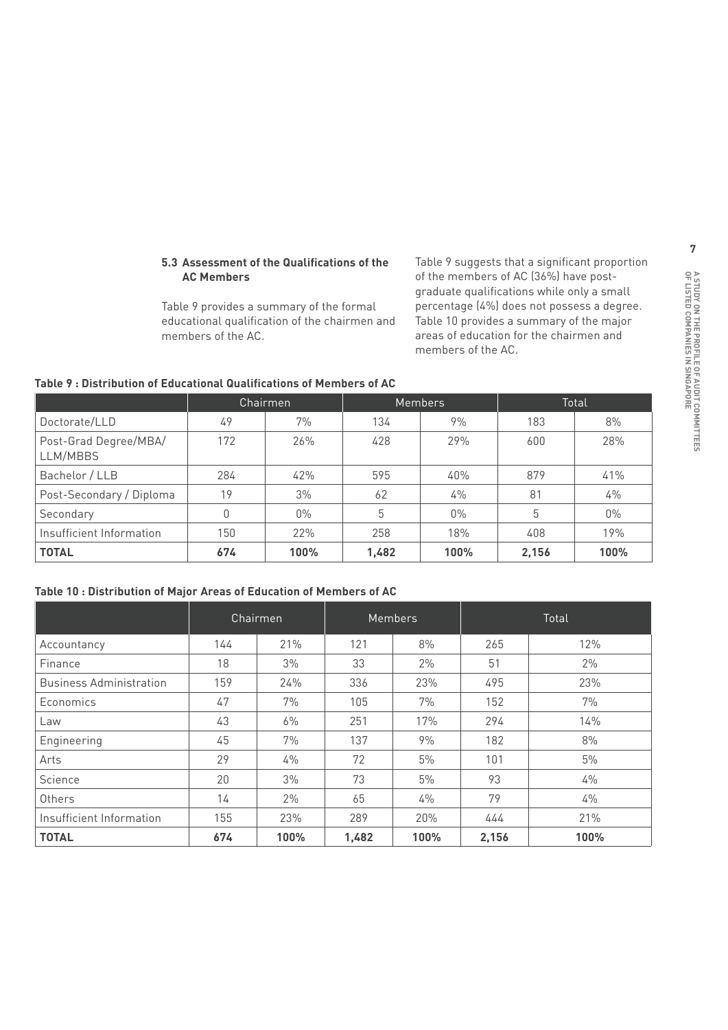### 5.3 Assessment of the Qualifications of the AC Members

Table 9 provides a summary of the formal educational qualification of the chairmen and members of the AC.

Table 9 suggests that a significant proportion of the members of AC (36%) have post-graduate qualifications while only a small percentage (4%) does not possess a degree. Table 10 provides a summary of the major areas of education for the chairmen and members of the AC.

**Table 9 : Distribution of Educational Qualifications of Members of AC**

| | Chairmen | | Members | | Total | |
|---|---|---|---|---|---|---|
| Doctorate/LLD | 49 | 7% | 134 | 9% | 183 | 8% |
| Post-Grad Degree/MBA/ LLM/MBBS | 172 | 26% | 428 | 29% | 600 | 28% |
| Bachelor / LLB | 284 | 42% | 595 | 40% | 879 | 41% |
| Post-Secondary / Diploma | 19 | 3% | 62 | 4% | 81 | 4% |
| Secondary | 0 | 0% | 5 | 0% | 5 | 0% |
| Insufficient Information | 150 | 22% | 258 | 18% | 408 | 19% |
| **TOTAL** | **674** | **100%** | **1,482** | **100%** | **2,156** | **100%** |

**Table 10 : Distribution of Major Areas of Education of Members of AC**

| | Chairmen | | Members | | Total | |
|---|---|---|---|---|---|---|
| Accountancy | 144 | 21% | 121 | 8% | 265 | 12% |
| Finance | 18 | 3% | 33 | 2% | 51 | 2% |
| Business Administration | 159 | 24% | 336 | 23% | 495 | 23% |
| Economics | 47 | 7% | 105 | 7% | 152 | 7% |
| Law | 43 | 6% | 251 | 17% | 294 | 14% |
| Engineering | 45 | 7% | 137 | 9% | 182 | 8% |
| Arts | 29 | 4% | 72 | 5% | 101 | 5% |
| Science | 20 | 3% | 73 | 5% | 93 | 4% |
| Others | 14 | 2% | 65 | 4% | 79 | 4% |
| Insufficient Information | 155 | 23% | 289 | 20% | 444 | 21% |
| **TOTAL** | **674** | **100%** | **1,482** | **100%** | **2,156** | **100%** |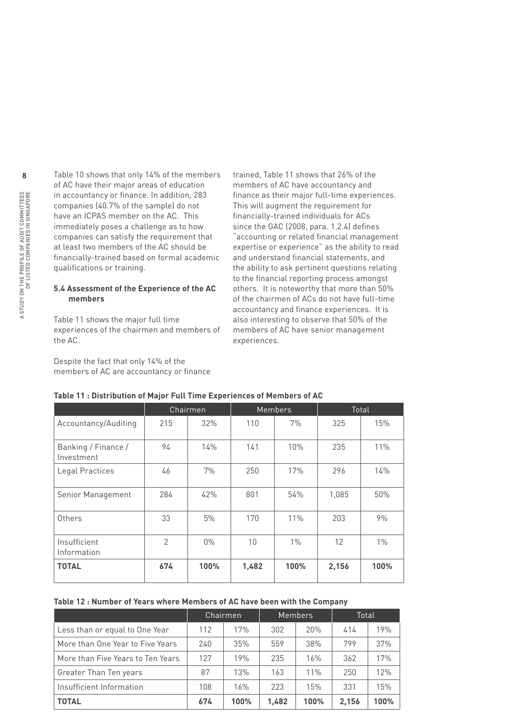Table 10 shows that only 14% of the members of AC have their major areas of education in accountancy or finance. In addition, 283 companies (40.7% of the sample) do not have an ICPAS member on the AC. This immediately poses a challenge as to how companies can satisfy the requirement that at least two members of the AC should be financially-trained based on formal academic qualifications or training.

### 5.4 Assessment of the Experience of the AC members

Table 11 shows the major full time experiences of the chairmen and members of the AC.

Despite the fact that only 14% of the members of AC are accountancy or finance trained, Table 11 shows that 26% of the members of AC have accountancy and finance as their major full-time experiences. This will augment the requirement for financially-trained individuals for ACs since the GAC (2008, para. 1.2.4) defines "accounting or related financial management expertise or experience" as the ability to read and understand financial statements, and the ability to ask pertinent questions relating to the financial reporting process amongst others. It is noteworthy that more than 50% of the chairmen of ACs do not have full-time accountancy and finance experiences. It is also interesting to observe that 50% of the members of AC have senior management experiences.

**Table 11 : Distribution of Major Full Time Experiences of Members of AC**

| | Chairmen | | Members | | Total | |
|---|---|---|---|---|---|---|
| Accountancy/Auditing | 215 | 32% | 110 | 7% | 325 | 15% |
| Banking / Finance / Investment | 94 | 14% | 141 | 10% | 235 | 11% |
| Legal Practices | 46 | 7% | 250 | 17% | 296 | 14% |
| Senior Management | 284 | 42% | 801 | 54% | 1,085 | 50% |
| Others | 33 | 5% | 170 | 11% | 203 | 9% |
| Insufficient Information | 2 | 0% | 10 | 1% | 12 | 1% |
| **TOTAL** | **674** | **100%** | **1,482** | **100%** | **2,156** | **100%** |

**Table 12 : Number of Years where Members of AC have been with the Company**

| | Chairmen | | Members | | Total | |
|---|---|---|---|---|---|---|
| Less than or equal to One Year | 112 | 17% | 302 | 20% | 414 | 19% |
| More than One Year to Five Years | 240 | 35% | 559 | 38% | 799 | 37% |
| More than Five Years to Ten Years | 127 | 19% | 235 | 16% | 362 | 17% |
| Greater Than Ten years | 87 | 13% | 163 | 11% | 250 | 12% |
| Insufficient Information | 108 | 16% | 223 | 15% | 331 | 15% |
| **TOTAL** | **674** | **100%** | **1,482** | **100%** | **2,156** | **100%** |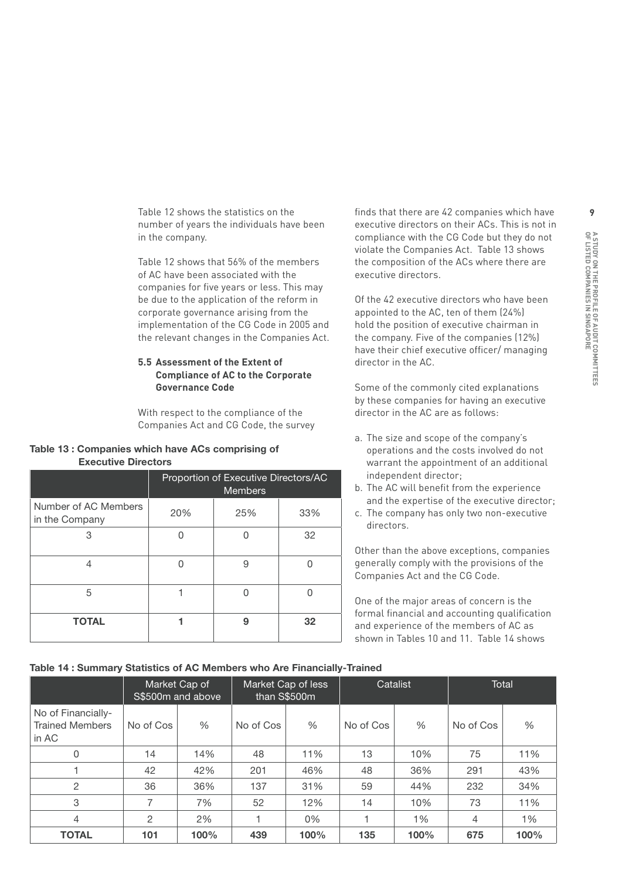Table 12 shows the statistics on the number of years the individuals have been in the company.

Table 12 shows that 56% of the members of AC have been associated with the companies for five years or less. This may be due to the application of the reform in corporate governance arising from the implementation of the CG Code in 2005 and the relevant changes in the Companies Act.

### 5.5 Assessment of the Extent of Compliance of AC to the Corporate Governance Code

With respect to the compliance of the Companies Act and CG Code, the survey finds that there are 42 companies which have executive directors on their ACs. This is not in compliance with the CG Code but they do not violate the Companies Act. Table 13 shows the composition of the ACs where there are executive directors.

**Table 13 : Companies which have ACs comprising of Executive Directors**

| | Proportion of Executive Directors/AC Members | | |
|---|---|---|---|
| Number of AC Members in the Company | 20% | 25% | 33% |
| 3 | 0 | 0 | 32 |
| 4 | 0 | 9 | 0 |
| 5 | 1 | 0 | 0 |
| **TOTAL** | **1** | **9** | **32** |

Of the 42 executive directors who have been appointed to the AC, ten of them (24%) hold the position of executive chairman in the company. Five of the companies (12%) have their chief executive officer/ managing director in the AC.

Some of the commonly cited explanations by these companies for having an executive director in the AC are as follows:

a. The size and scope of the company's operations and the costs involved do not warrant the appointment of an additional independent director;
b. The AC will benefit from the experience and the expertise of the executive director;
c. The company has only two non-executive directors.

Other than the above exceptions, companies generally comply with the provisions of the Companies Act and the CG Code.

One of the major areas of concern is the formal financial and accounting qualification and experience of the members of AC as shown in Tables 10 and 11. Table 14 shows

**Table 14 : Summary Statistics of AC Members who Are Financially-Trained**

| | Market Cap of S$500m and above | | Market Cap of less than S$500m | | Catalist | | Total | |
|---|---|---|---|---|---|---|---|---|
| No of Financially-Trained Members in AC | No of Cos | % | No of Cos | % | No of Cos | % | No of Cos | % |
| 0 | 14 | 14% | 48 | 11% | 13 | 10% | 75 | 11% |
| 1 | 42 | 42% | 201 | 46% | 48 | 36% | 291 | 43% |
| 2 | 36 | 36% | 137 | 31% | 59 | 44% | 232 | 34% |
| 3 | 7 | 7% | 52 | 12% | 14 | 10% | 73 | 11% |
| 4 | 2 | 2% | 1 | 0% | 1 | 1% | 4 | 1% |
| **TOTAL** | **101** | **100%** | **439** | **100%** | **135** | **100%** | **675** | **100%** |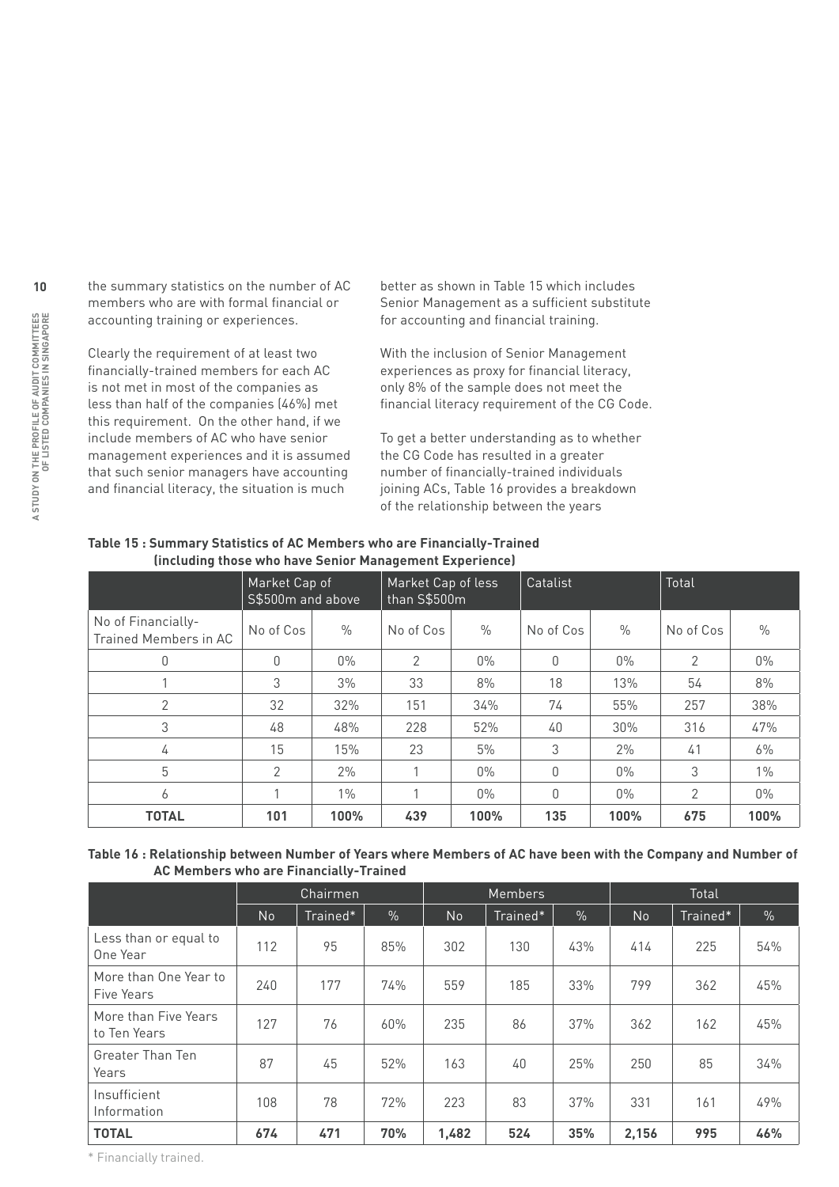the summary statistics on the number of AC members who are with formal financial or accounting training or experiences.

Clearly the requirement of at least two financially-trained members for each AC is not met in most of the companies as less than half of the companies (46%) met this requirement. On the other hand, if we include members of AC who have senior management experiences and it is assumed that such senior managers have accounting and financial literacy, the situation is much better as shown in Table 15 which includes Senior Management as a sufficient substitute for accounting and financial training.

With the inclusion of Senior Management experiences as proxy for financial literacy, only 8% of the sample does not meet the financial literacy requirement of the CG Code.

To get a better understanding as to whether the CG Code has resulted in a greater number of financially-trained individuals joining ACs, Table 16 provides a breakdown of the relationship between the years

**Table 15 : Summary Statistics of AC Members who are Financially-Trained (including those who have Senior Management Experience)**

| | Market Cap of S$500m and above | | Market Cap of less than S$500m | | Catalist | | Total | |
|---|---|---|---|---|---|---|---|---|
| No of Financially-Trained Members in AC | No of Cos | % | No of Cos | % | No of Cos | % | No of Cos | % |
| 0 | 0 | 0% | 2 | 0% | 0 | 0% | 2 | 0% |
| 1 | 3 | 3% | 33 | 8% | 18 | 13% | 54 | 8% |
| 2 | 32 | 32% | 151 | 34% | 74 | 55% | 257 | 38% |
| 3 | 48 | 48% | 228 | 52% | 40 | 30% | 316 | 47% |
| 4 | 15 | 15% | 23 | 5% | 3 | 2% | 41 | 6% |
| 5 | 2 | 2% | 1 | 0% | 0 | 0% | 3 | 1% |
| 6 | 1 | 1% | 1 | 0% | 0 | 0% | 2 | 0% |
| **TOTAL** | **101** | **100%** | **439** | **100%** | **135** | **100%** | **675** | **100%** |

**Table 16 : Relationship between Number of Years where Members of AC have been with the Company and Number of AC Members who are Financially-Trained**

| | Chairmen | | | Members | | | Total | | |
|---|---|---|---|---|---|---|---|---|---|
| | No | Trained* | % | No | Trained* | % | No | Trained* | % |
| Less than or equal to One Year | 112 | 95 | 85% | 302 | 130 | 43% | 414 | 225 | 54% |
| More than One Year to Five Years | 240 | 177 | 74% | 559 | 185 | 33% | 799 | 362 | 45% |
| More than Five Years to Ten Years | 127 | 76 | 60% | 235 | 86 | 37% | 362 | 162 | 45% |
| Greater Than Ten Years | 87 | 45 | 52% | 163 | 40 | 25% | 250 | 85 | 34% |
| Insufficient Information | 108 | 78 | 72% | 223 | 83 | 37% | 331 | 161 | 49% |
| **TOTAL** | **674** | **471** | **70%** | **1,482** | **524** | **35%** | **2,156** | **995** | **46%** |

\* Financially trained.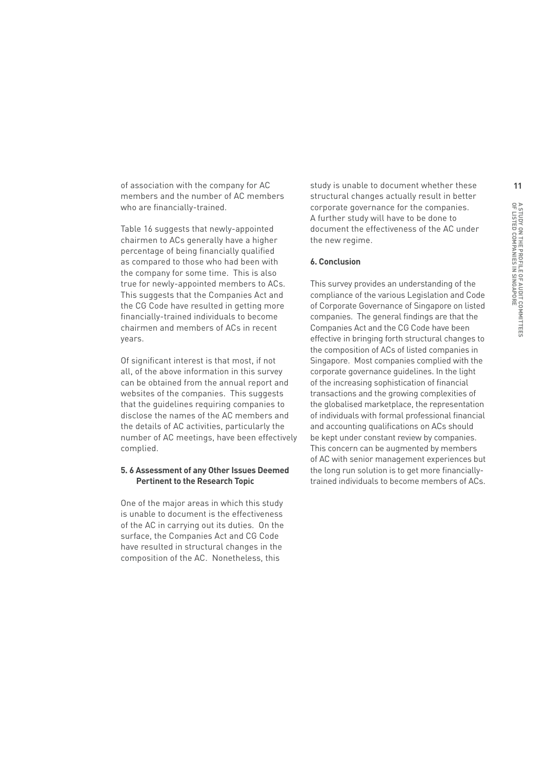of association with the company for AC members and the number of AC members who are financially-trained.

Table 16 suggests that newly-appointed chairmen to ACs generally have a higher percentage of being financially qualified as compared to those who had been with the company for some time. This is also true for newly-appointed members to ACs. This suggests that the Companies Act and the CG Code have resulted in getting more financially-trained individuals to become chairmen and members of ACs in recent years.

Of significant interest is that most, if not all, of the above information in this survey can be obtained from the annual report and websites of the companies. This suggests that the guidelines requiring companies to disclose the names of the AC members and the details of AC activities, particularly the number of AC meetings, have been effectively complied.

### 5. 6 Assessment of any Other Issues Deemed Pertinent to the Research Topic

One of the major areas in which this study is unable to document is the effectiveness of the AC in carrying out its duties. On the surface, the Companies Act and CG Code have resulted in structural changes in the composition of the AC. Nonetheless, this study is unable to document whether these structural changes actually result in better corporate governance for the companies. A further study will have to be done to document the effectiveness of the AC under the new regime.

## 6. Conclusion

This survey provides an understanding of the compliance of the various Legislation and Code of Corporate Governance of Singapore on listed companies. The general findings are that the Companies Act and the CG Code have been effective in bringing forth structural changes to the composition of ACs of listed companies in Singapore. Most companies complied with the corporate governance guidelines. In the light of the increasing sophistication of financial transactions and the growing complexities of the globalised marketplace, the representation of individuals with formal professional financial and accounting qualifications on ACs should be kept under constant review by companies. This concern can be augmented by members of AC with senior management experiences but the long run solution is to get more financially-trained individuals to become members of ACs.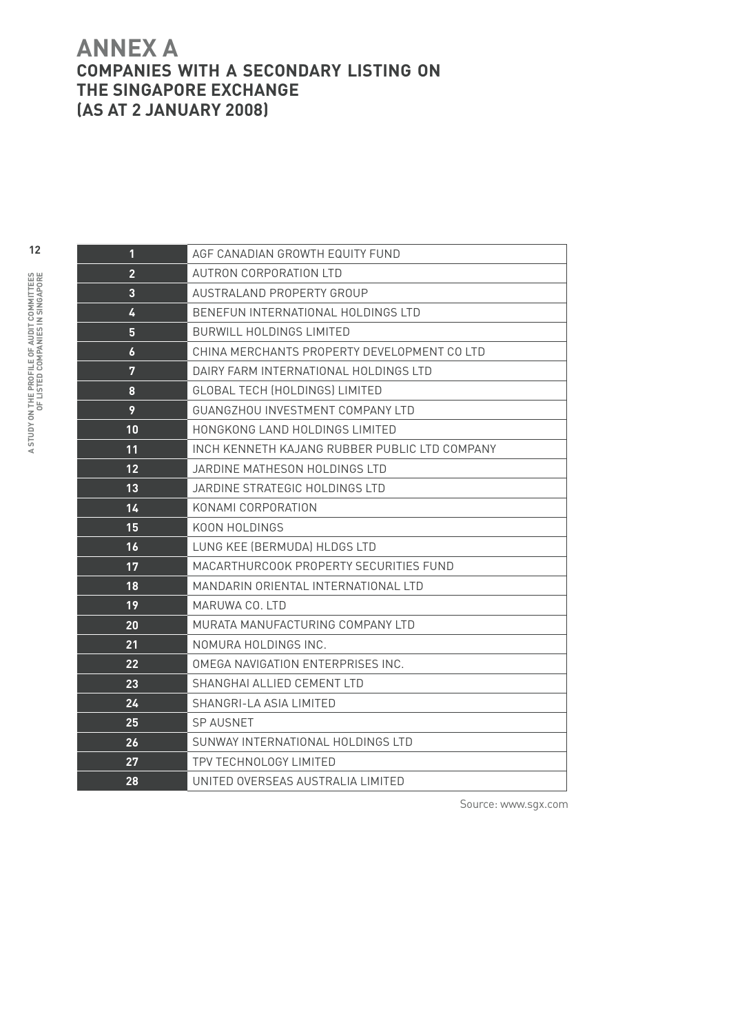# ANNEX A
## COMPANIES WITH A SECONDARY LISTING ON THE SINGAPORE EXCHANGE (AS AT 2 JANUARY 2008)

| No. | Company |
|---|---|
| 1 | AGF CANADIAN GROWTH EQUITY FUND |
| 2 | AUTRON CORPORATION LTD |
| 3 | AUSTRALAND PROPERTY GROUP |
| 4 | BENEFUN INTERNATIONAL HOLDINGS LTD |
| 5 | BURWILL HOLDINGS LIMITED |
| 6 | CHINA MERCHANTS PROPERTY DEVELOPMENT CO LTD |
| 7 | DAIRY FARM INTERNATIONAL HOLDINGS LTD |
| 8 | GLOBAL TECH (HOLDINGS) LIMITED |
| 9 | GUANGZHOU INVESTMENT COMPANY LTD |
| 10 | HONGKONG LAND HOLDINGS LIMITED |
| 11 | INCH KENNETH KAJANG RUBBER PUBLIC LTD COMPANY |
| 12 | JARDINE MATHESON HOLDINGS LTD |
| 13 | JARDINE STRATEGIC HOLDINGS LTD |
| 14 | KONAMI CORPORATION |
| 15 | KOON HOLDINGS |
| 16 | LUNG KEE (BERMUDA) HLDGS LTD |
| 17 | MACARTHURCOOK PROPERTY SECURITIES FUND |
| 18 | MANDARIN ORIENTAL INTERNATIONAL LTD |
| 19 | MARUWA CO. LTD |
| 20 | MURATA MANUFACTURING COMPANY LTD |
| 21 | NOMURA HOLDINGS INC. |
| 22 | OMEGA NAVIGATION ENTERPRISES INC. |
| 23 | SHANGHAI ALLIED CEMENT LTD |
| 24 | SHANGRI-LA ASIA LIMITED |
| 25 | SP AUSNET |
| 26 | SUNWAY INTERNATIONAL HOLDINGS LTD |
| 27 | TPV TECHNOLOGY LIMITED |
| 28 | UNITED OVERSEAS AUSTRALIA LIMITED |

Source: www.sgx.com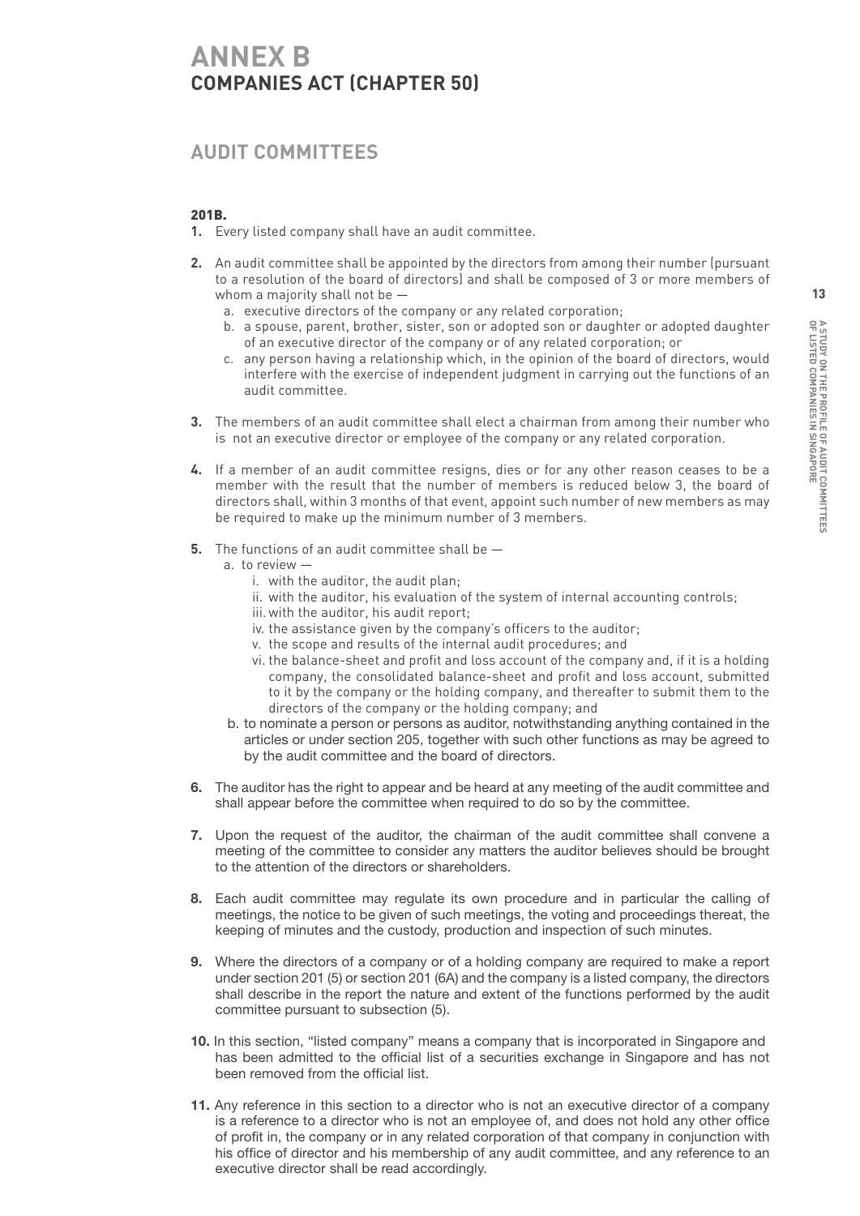# ANNEX B
## COMPANIES ACT (CHAPTER 50)

## AUDIT COMMITTEES

**201B.**

1. Every listed company shall have an audit committee.

2. An audit committee shall be appointed by the directors from among their number (pursuant to a resolution of the board of directors) and shall be composed of 3 or more members of whom a majority shall not be —
   a. executive directors of the company or any related corporation;
   b. a spouse, parent, brother, sister, son or adopted son or daughter or adopted daughter of an executive director of the company or of any related corporation; or
   c. any person having a relationship which, in the opinion of the board of directors, would interfere with the exercise of independent judgment in carrying out the functions of an audit committee.

3. The members of an audit committee shall elect a chairman from among their number who is not an executive director or employee of the company or any related corporation.

4. If a member of an audit committee resigns, dies or for any other reason ceases to be a member with the result that the number of members is reduced below 3, the board of directors shall, within 3 months of that event, appoint such number of new members as may be required to make up the minimum number of 3 members.

5. The functions of an audit committee shall be —
   a. to review —
      i. with the auditor, the audit plan;
      ii. with the auditor, his evaluation of the system of internal accounting controls;
      iii. with the auditor, his audit report;
      iv. the assistance given by the company's officers to the auditor;
      v. the scope and results of the internal audit procedures; and
      vi. the balance-sheet and profit and loss account of the company and, if it is a holding company, the consolidated balance-sheet and profit and loss account, submitted to it by the company or the holding company, and thereafter to submit them to the directors of the company or the holding company; and
   b. to nominate a person or persons as auditor, notwithstanding anything contained in the articles or under section 205, together with such other functions as may be agreed to by the audit committee and the board of directors.

6. The auditor has the right to appear and be heard at any meeting of the audit committee and shall appear before the committee when required to do so by the committee.

7. Upon the request of the auditor, the chairman of the audit committee shall convene a meeting of the committee to consider any matters the auditor believes should be brought to the attention of the directors or shareholders.

8. Each audit committee may regulate its own procedure and in particular the calling of meetings, the notice to be given of such meetings, the voting and proceedings thereat, the keeping of minutes and the custody, production and inspection of such minutes.

9. Where the directors of a company or of a holding company are required to make a report under section 201 (5) or section 201 (6A) and the company is a listed company, the directors shall describe in the report the nature and extent of the functions performed by the audit committee pursuant to subsection (5).

10. In this section, "listed company" means a company that is incorporated in Singapore and has been admitted to the official list of a securities exchange in Singapore and has not been removed from the official list.

11. Any reference in this section to a director who is not an executive director of a company is a reference to a director who is not an employee of, and does not hold any other office of profit in, the company or in any related corporation of that company in conjunction with his office of director and his membership of any audit committee, and any reference to an executive director shall be read accordingly.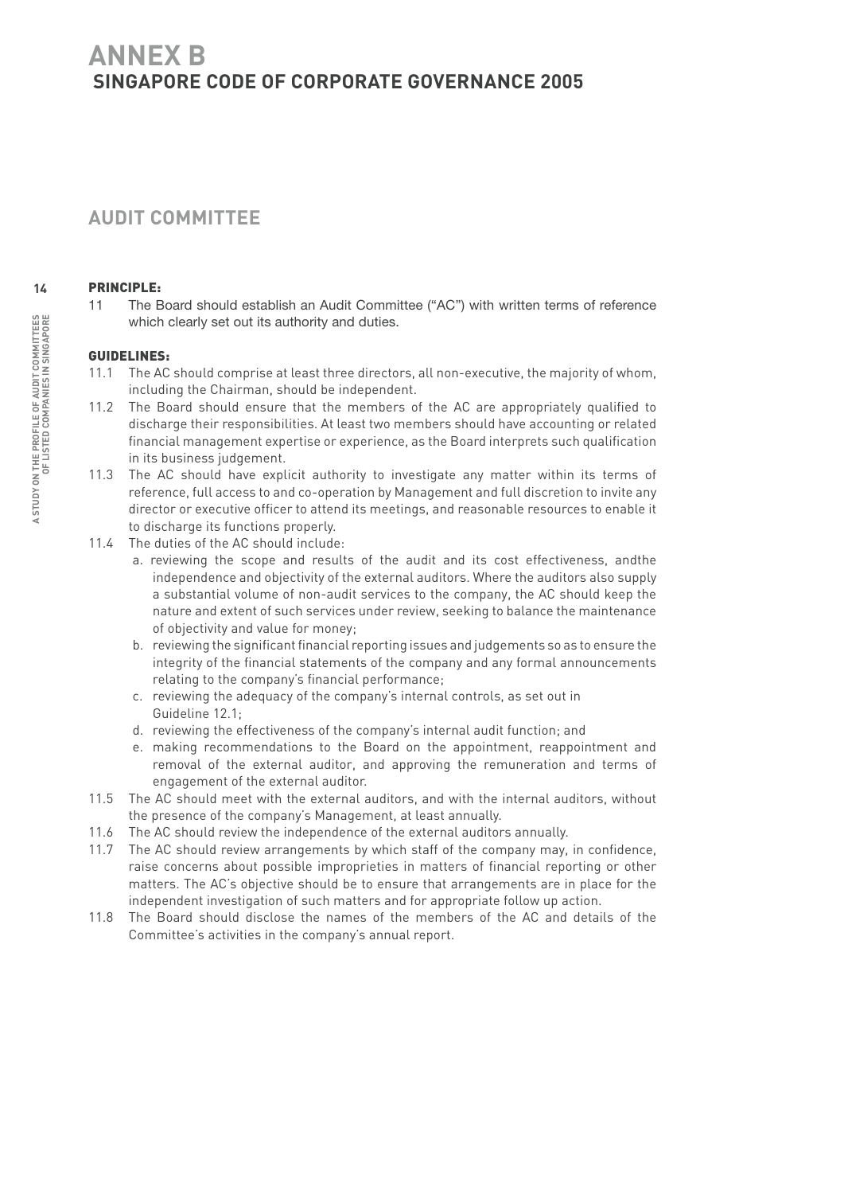# ANNEX B
## SINGAPORE CODE OF CORPORATE GOVERNANCE 2005

## AUDIT COMMITTEE

### PRINCIPLE:

11 The Board should establish an Audit Committee ("AC") with written terms of reference which clearly set out its authority and duties.

### GUIDELINES:

11.1 The AC should comprise at least three directors, all non-executive, the majority of whom, including the Chairman, should be independent.

11.2 The Board should ensure that the members of the AC are appropriately qualified to discharge their responsibilities. At least two members should have accounting or related financial management expertise or experience, as the Board interprets such qualification in its business judgement.

11.3 The AC should have explicit authority to investigate any matter within its terms of reference, full access to and co-operation by Management and full discretion to invite any director or executive officer to attend its meetings, and reasonable resources to enable it to discharge its functions properly.

11.4 The duties of the AC should include:

a. reviewing the scope and results of the audit and its cost effectiveness, andthe independence and objectivity of the external auditors. Where the auditors also supply a substantial volume of non-audit services to the company, the AC should keep the nature and extent of such services under review, seeking to balance the maintenance of objectivity and value for money;

b. reviewing the significant financial reporting issues and judgements so as to ensure the integrity of the financial statements of the company and any formal announcements relating to the company's financial performance;

c. reviewing the adequacy of the company's internal controls, as set out in Guideline 12.1;

d. reviewing the effectiveness of the company's internal audit function; and

e. making recommendations to the Board on the appointment, reappointment and removal of the external auditor, and approving the remuneration and terms of engagement of the external auditor.

11.5 The AC should meet with the external auditors, and with the internal auditors, without the presence of the company's Management, at least annually.

11.6 The AC should review the independence of the external auditors annually.

11.7 The AC should review arrangements by which staff of the company may, in confidence, raise concerns about possible improprieties in matters of financial reporting or other matters. The AC's objective should be to ensure that arrangements are in place for the independent investigation of such matters and for appropriate follow up action.

11.8 The Board should disclose the names of the members of the AC and details of the Committee's activities in the company's annual report.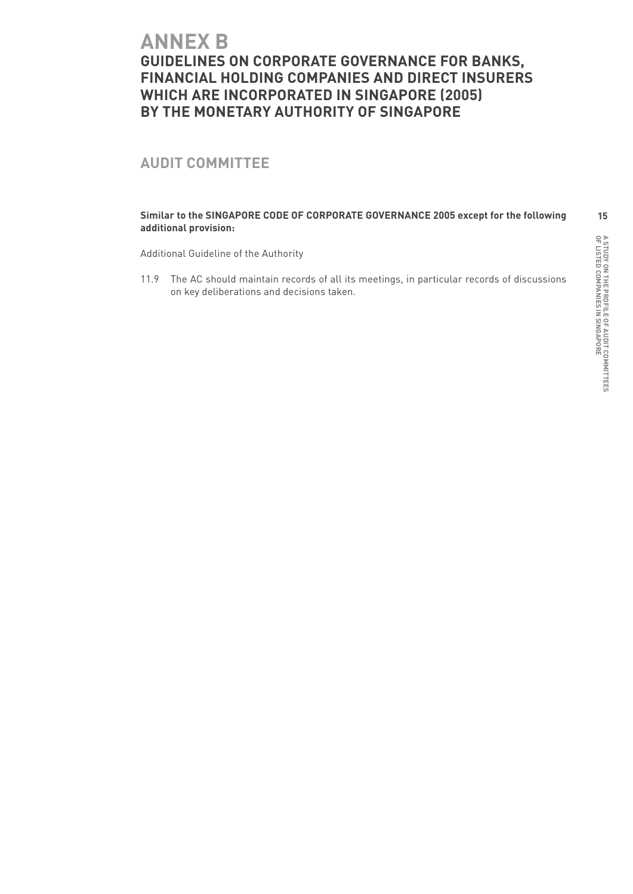# ANNEX B

## GUIDELINES ON CORPORATE GOVERNANCE FOR BANKS, FINANCIAL HOLDING COMPANIES AND DIRECT INSURERS WHICH ARE INCORPORATED IN SINGAPORE (2005) BY THE MONETARY AUTHORITY OF SINGAPORE

## AUDIT COMMITTEE

**Similar to the SINGAPORE CODE OF CORPORATE GOVERNANCE 2005 except for the following additional provision:**

Additional Guideline of the Authority

11.9 The AC should maintain records of all its meetings, in particular records of discussions on key deliberations and decisions taken.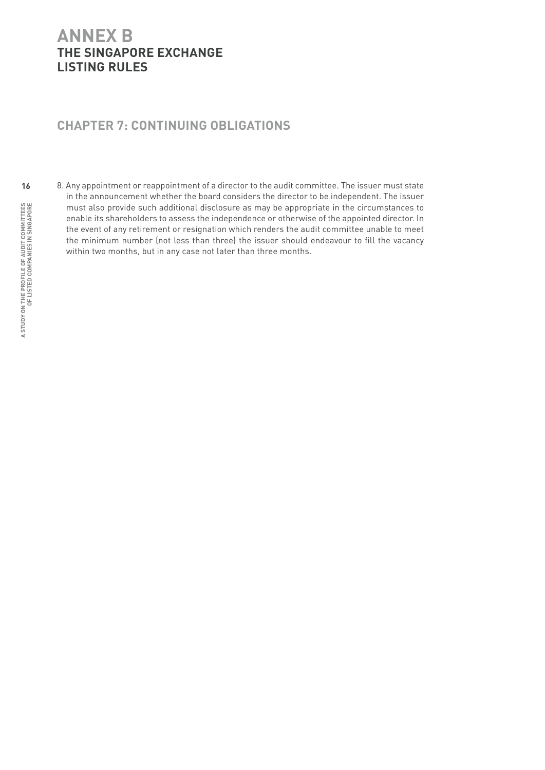# ANNEX B
## THE SINGAPORE EXCHANGE LISTING RULES

## CHAPTER 7: CONTINUING OBLIGATIONS

8. Any appointment or reappointment of a director to the audit committee. The issuer must state in the announcement whether the board considers the director to be independent. The issuer must also provide such additional disclosure as may be appropriate in the circumstances to enable its shareholders to assess the independence or otherwise of the appointed director. In the event of any retirement or resignation which renders the audit committee unable to meet the minimum number (not less than three) the issuer should endeavour to fill the vacancy within two months, but in any case not later than three months.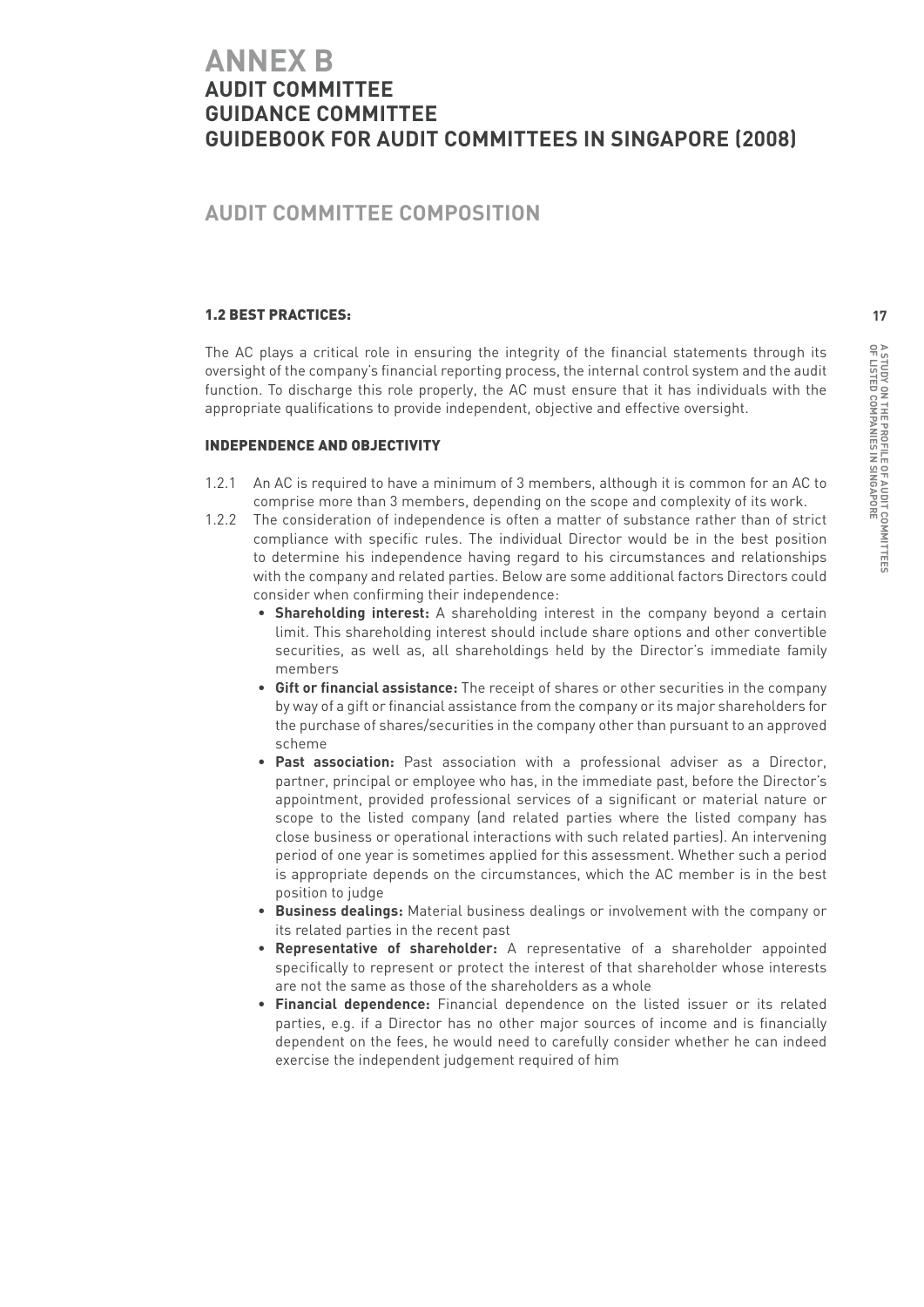# ANNEX B

## AUDIT COMMITTEE GUIDANCE COMMITTEE GUIDEBOOK FOR AUDIT COMMITTEES IN SINGAPORE (2008)

## AUDIT COMMITTEE COMPOSITION

### 1.2 BEST PRACTICES:

The AC plays a critical role in ensuring the integrity of the financial statements through its oversight of the company's financial reporting process, the internal control system and the audit function. To discharge this role properly, the AC must ensure that it has individuals with the appropriate qualifications to provide independent, objective and effective oversight.

### INDEPENDENCE AND OBJECTIVITY

1.2.1 An AC is required to have a minimum of 3 members, although it is common for an AC to comprise more than 3 members, depending on the scope and complexity of its work.

1.2.2 The consideration of independence is often a matter of substance rather than of strict compliance with specific rules. The individual Director would be in the best position to determine his independence having regard to his circumstances and relationships with the company and related parties. Below are some additional factors Directors could consider when confirming their independence:

- **Shareholding interest:** A shareholding interest in the company beyond a certain limit. This shareholding interest should include share options and other convertible securities, as well as, all shareholdings held by the Director's immediate family members
- **Gift or financial assistance:** The receipt of shares or other securities in the company by way of a gift or financial assistance from the company or its major shareholders for the purchase of shares/securities in the company other than pursuant to an approved scheme
- **Past association:** Past association with a professional adviser as a Director, partner, principal or employee who has, in the immediate past, before the Director's appointment, provided professional services of a significant or material nature or scope to the listed company (and related parties where the listed company has close business or operational interactions with such related parties). An intervening period of one year is sometimes applied for this assessment. Whether such a period is appropriate depends on the circumstances, which the AC member is in the best position to judge
- **Business dealings:** Material business dealings or involvement with the company or its related parties in the recent past
- **Representative of shareholder:** A representative of a shareholder appointed specifically to represent or protect the interest of that shareholder whose interests are not the same as those of the shareholders as a whole
- **Financial dependence:** Financial dependence on the listed issuer or its related parties, e.g. if a Director has no other major sources of income and is financially dependent on the fees, he would need to carefully consider whether he can indeed exercise the independent judgement required of him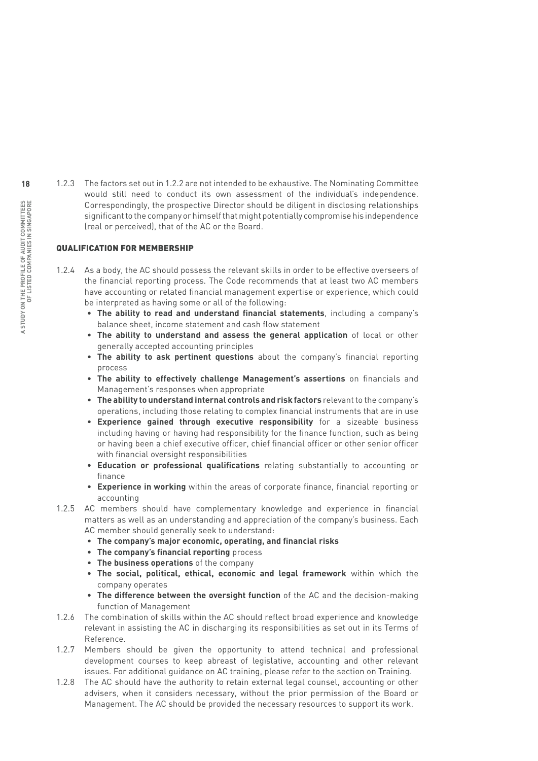1.2.3 The factors set out in 1.2.2 are not intended to be exhaustive. The Nominating Committee would still need to conduct its own assessment of the individual's independence. Correspondingly, the prospective Director should be diligent in disclosing relationships significant to the company or himself that might potentially compromise his independence (real or perceived), that of the AC or the Board.

## QUALIFICATION FOR MEMBERSHIP

1.2.4 As a body, the AC should possess the relevant skills in order to be effective overseers of the financial reporting process. The Code recommends that at least two AC members have accounting or related financial management expertise or experience, which could be interpreted as having some or all of the following:

- **The ability to read and understand financial statements**, including a company's balance sheet, income statement and cash flow statement
- **The ability to understand and assess the general application** of local or other generally accepted accounting principles
- **The ability to ask pertinent questions** about the company's financial reporting process
- **The ability to effectively challenge Management's assertions** on financials and Management's responses when appropriate
- **The ability to understand internal controls and risk factors** relevant to the company's operations, including those relating to complex financial instruments that are in use
- **Experience gained through executive responsibility** for a sizeable business including having or having had responsibility for the finance function, such as being or having been a chief executive officer, chief financial officer or other senior officer with financial oversight responsibilities
- **Education or professional qualifications** relating substantially to accounting or finance
- **Experience in working** within the areas of corporate finance, financial reporting or accounting

1.2.5 AC members should have complementary knowledge and experience in financial matters as well as an understanding and appreciation of the company's business. Each AC member should generally seek to understand:

- **The company's major economic, operating, and financial risks**
- **The company's financial reporting** process
- **The business operations** of the company
- **The social, political, ethical, economic and legal framework** within which the company operates
- **The difference between the oversight function** of the AC and the decision-making function of Management

1.2.6 The combination of skills within the AC should reflect broad experience and knowledge relevant in assisting the AC in discharging its responsibilities as set out in its Terms of Reference.

1.2.7 Members should be given the opportunity to attend technical and professional development courses to keep abreast of legislative, accounting and other relevant issues. For additional guidance on AC training, please refer to the section on Training.

1.2.8 The AC should have the authority to retain external legal counsel, accounting or other advisers, when it considers necessary, without the prior permission of the Board or Management. The AC should be provided the necessary resources to support its work.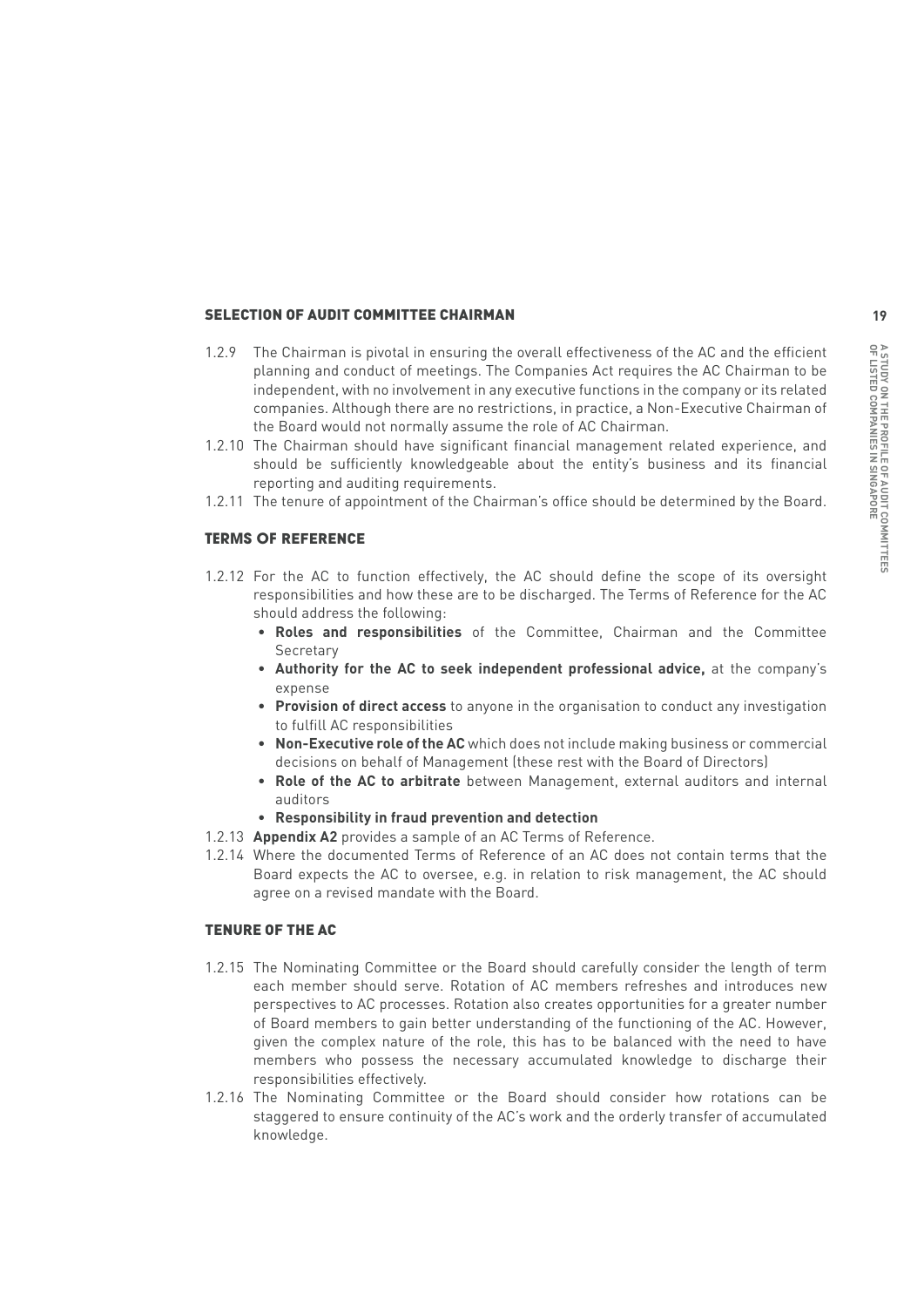## SELECTION OF AUDIT COMMITTEE CHAIRMAN

1.2.9 The Chairman is pivotal in ensuring the overall effectiveness of the AC and the efficient planning and conduct of meetings. The Companies Act requires the AC Chairman to be independent, with no involvement in any executive functions in the company or its related companies. Although there are no restrictions, in practice, a Non-Executive Chairman of the Board would not normally assume the role of AC Chairman.

1.2.10 The Chairman should have significant financial management related experience, and should be sufficiently knowledgeable about the entity's business and its financial reporting and auditing requirements.

1.2.11 The tenure of appointment of the Chairman's office should be determined by the Board.

## TERMS OF REFERENCE

1.2.12 For the AC to function effectively, the AC should define the scope of its oversight responsibilities and how these are to be discharged. The Terms of Reference for the AC should address the following:

- **Roles and responsibilities** of the Committee, Chairman and the Committee Secretary
- **Authority for the AC to seek independent professional advice,** at the company's expense
- **Provision of direct access** to anyone in the organisation to conduct any investigation to fulfill AC responsibilities
- **Non-Executive role of the AC** which does not include making business or commercial decisions on behalf of Management (these rest with the Board of Directors)
- **Role of the AC to arbitrate** between Management, external auditors and internal auditors
- **Responsibility in fraud prevention and detection**

1.2.13 **Appendix A2** provides a sample of an AC Terms of Reference.

1.2.14 Where the documented Terms of Reference of an AC does not contain terms that the Board expects the AC to oversee, e.g. in relation to risk management, the AC should agree on a revised mandate with the Board.

## TENURE OF THE AC

1.2.15 The Nominating Committee or the Board should carefully consider the length of term each member should serve. Rotation of AC members refreshes and introduces new perspectives to AC processes. Rotation also creates opportunities for a greater number of Board members to gain better understanding of the functioning of the AC. However, given the complex nature of the role, this has to be balanced with the need to have members who possess the necessary accumulated knowledge to discharge their responsibilities effectively.

1.2.16 The Nominating Committee or the Board should consider how rotations can be staggered to ensure continuity of the AC's work and the orderly transfer of accumulated knowledge.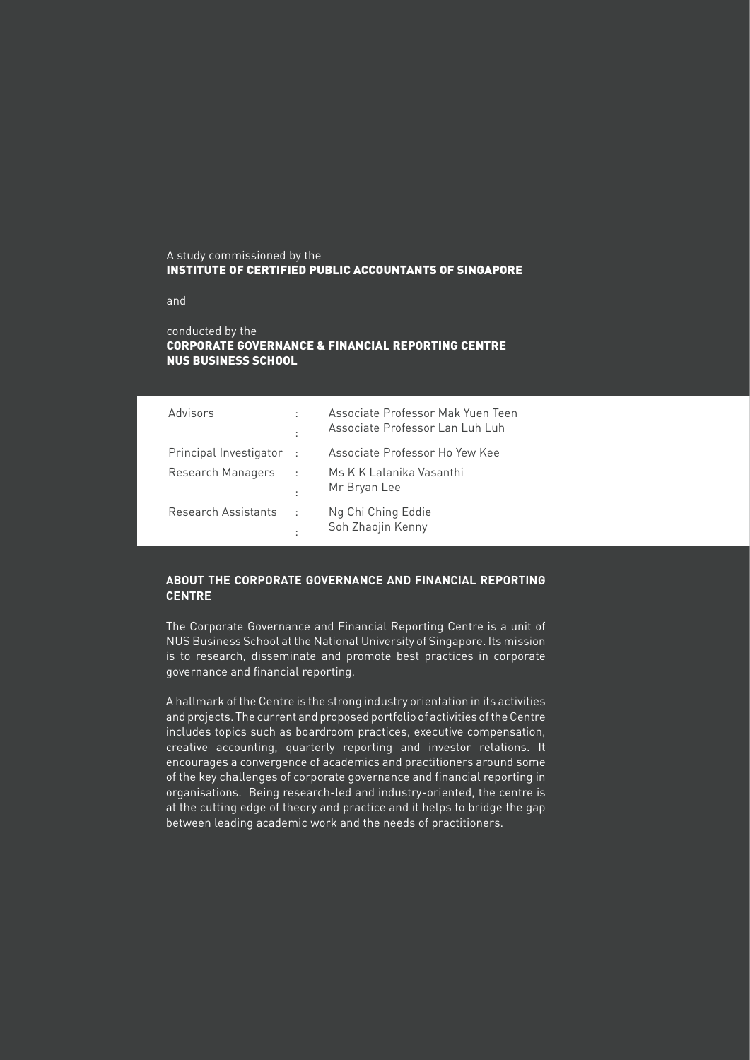A study commissioned by the
**INSTITUTE OF CERTIFIED PUBLIC ACCOUNTANTS OF SINGAPORE**

and

conducted by the
**CORPORATE GOVERNANCE & FINANCIAL REPORTING CENTRE**
**NUS BUSINESS SCHOOL**

| | | |
|---|---|---|
| Advisors | : | Associate Professor Mak Yuen Teen |
| | : | Associate Professor Lan Luh Luh |
| Principal Investigator | : | Associate Professor Ho Yew Kee |
| Research Managers | : | Ms K K Lalanika Vasanthi |
| | : | Mr Bryan Lee |
| Research Assistants | : | Ng Chi Ching Eddie |
| | : | Soh Zhaojin Kenny |

## ABOUT THE CORPORATE GOVERNANCE AND FINANCIAL REPORTING CENTRE

The Corporate Governance and Financial Reporting Centre is a unit of NUS Business School at the National University of Singapore. Its mission is to research, disseminate and promote best practices in corporate governance and financial reporting.

A hallmark of the Centre is the strong industry orientation in its activities and projects. The current and proposed portfolio of activities of the Centre includes topics such as boardroom practices, executive compensation, creative accounting, quarterly reporting and investor relations. It encourages a convergence of academics and practitioners around some of the key challenges of corporate governance and financial reporting in organisations. Being research-led and industry-oriented, the centre is at the cutting edge of theory and practice and it helps to bridge the gap between leading academic work and the needs of practitioners.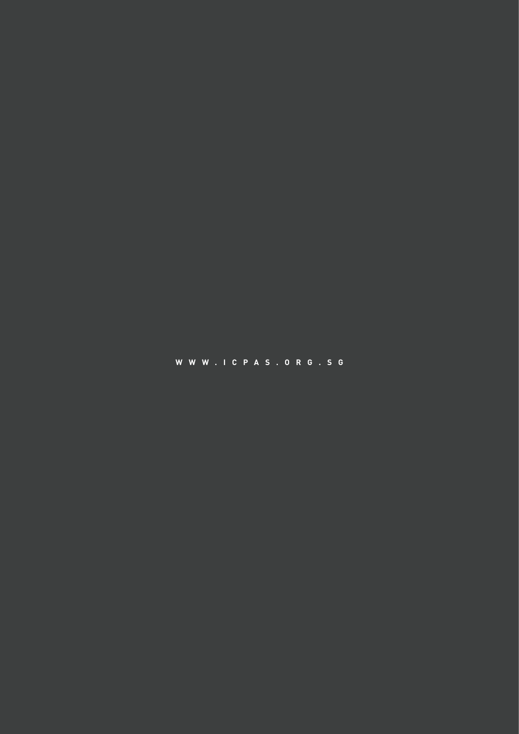WWW.ICPAS.ORG.SG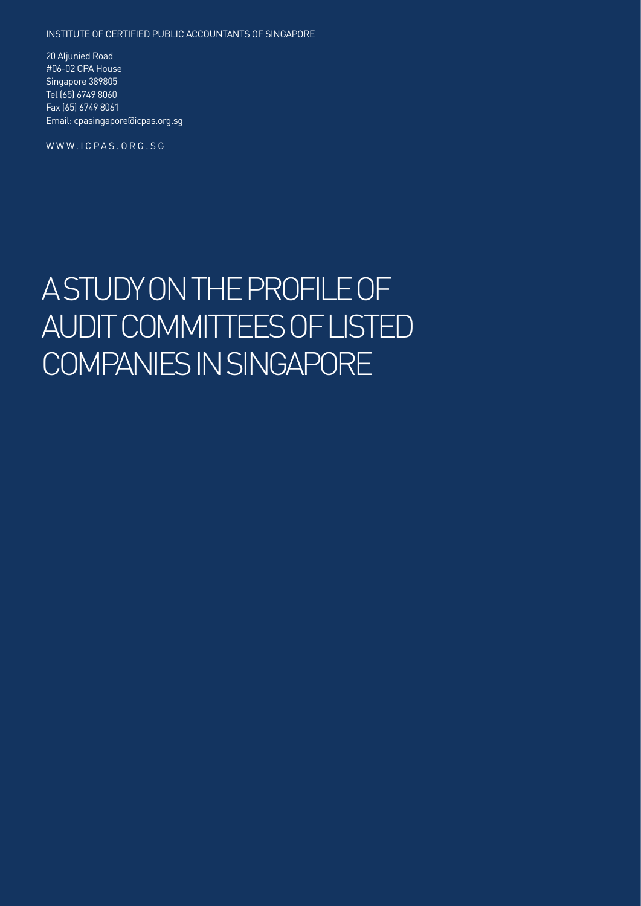INSTITUTE OF CERTIFIED PUBLIC ACCOUNTANTS OF SINGAPORE

20 Aljunied Road
#06-02 CPA House
Singapore 389805
Tel (65) 6749 8060
Fax (65) 6749 8061
Email: cpasingapore@icpas.org.sg

WWW.ICPAS.ORG.SG

# A STUDY ON THE PROFILE OF AUDIT COMMITTEES OF LISTED COMPANIES IN SINGAPORE